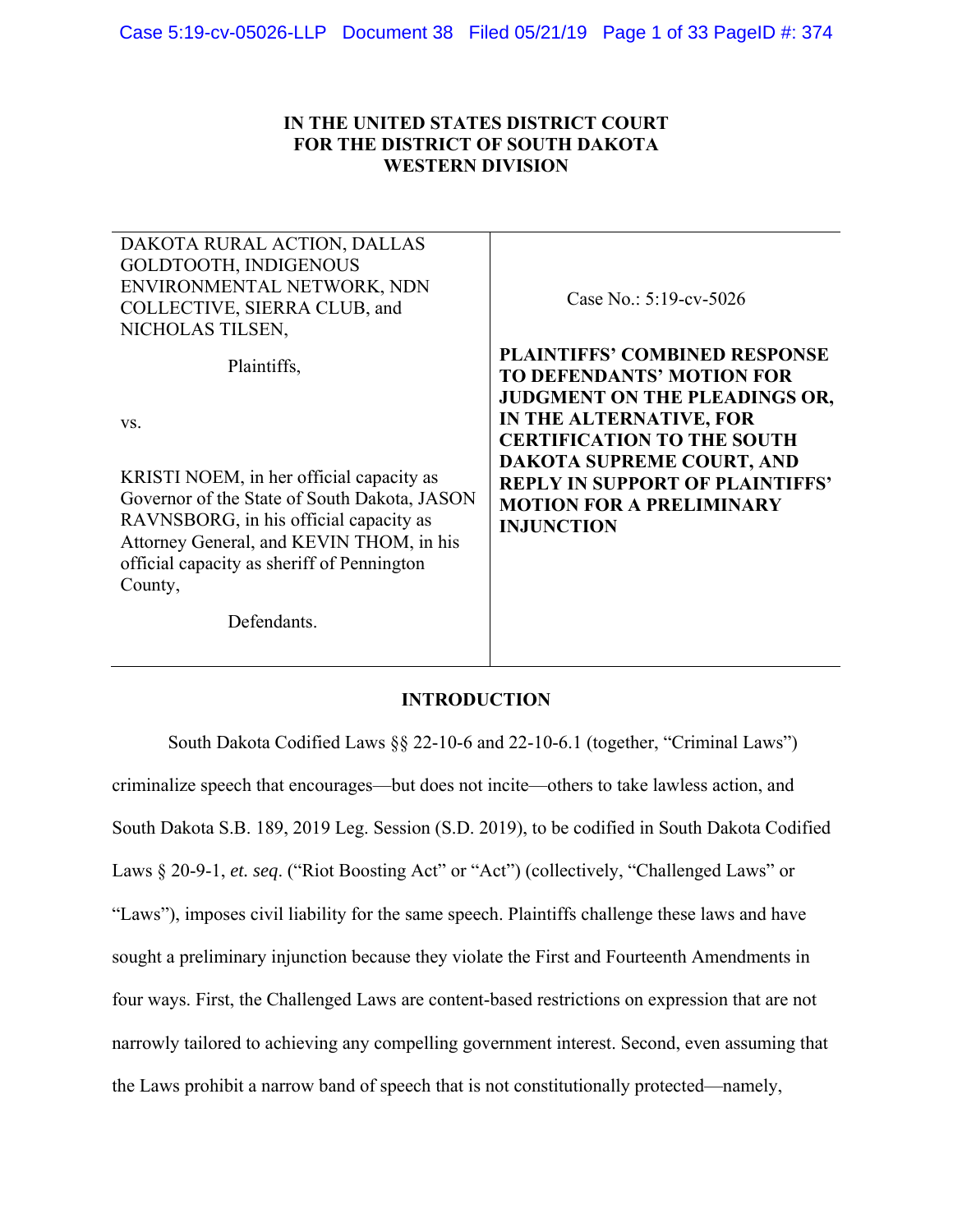# IN THE UNITED STATES DISTRICT COURT FOR THE DISTRICT OF SOUTH DAKOTA WESTERN DIVISION

| | |
|---|---|
| DAKOTA RURAL ACTION, DALLAS GOLDTOOTH, INDIGENOUS ENVIRONMENTAL NETWORK, NDN COLLECTIVE, SIERRA CLUB, and NICHOLAS TILSEN,<br><br>Plaintiffs,<br><br>vs.<br><br>KRISTI NOEM, in her official capacity as Governor of the State of South Dakota, JASON RAVNSBORG, in his official capacity as Attorney General, and KEVIN THOM, in his official capacity as sheriff of Pennington County,<br><br>Defendants. | Case No.: 5:19-cv-5026<br><br>**PLAINTIFFS' COMBINED RESPONSE TO DEFENDANTS' MOTION FOR JUDGMENT ON THE PLEADINGS OR, IN THE ALTERNATIVE, FOR CERTIFICATION TO THE SOUTH DAKOTA SUPREME COURT, AND REPLY IN SUPPORT OF PLAINTIFFS' MOTION FOR A PRELIMINARY INJUNCTION** |

## INTRODUCTION

South Dakota Codified Laws §§ 22-10-6 and 22-10-6.1 (together, "Criminal Laws") criminalize speech that encourages—but does not incite—others to take lawless action, and South Dakota S.B. 189, 2019 Leg. Session (S.D. 2019), to be codified in South Dakota Codified Laws § 20-9-1, *et. seq*. ("Riot Boosting Act" or "Act") (collectively, "Challenged Laws" or "Laws"), imposes civil liability for the same speech. Plaintiffs challenge these laws and have sought a preliminary injunction because they violate the First and Fourteenth Amendments in four ways. First, the Challenged Laws are content-based restrictions on expression that are not narrowly tailored to achieving any compelling government interest. Second, even assuming that the Laws prohibit a narrow band of speech that is not constitutionally protected—namely,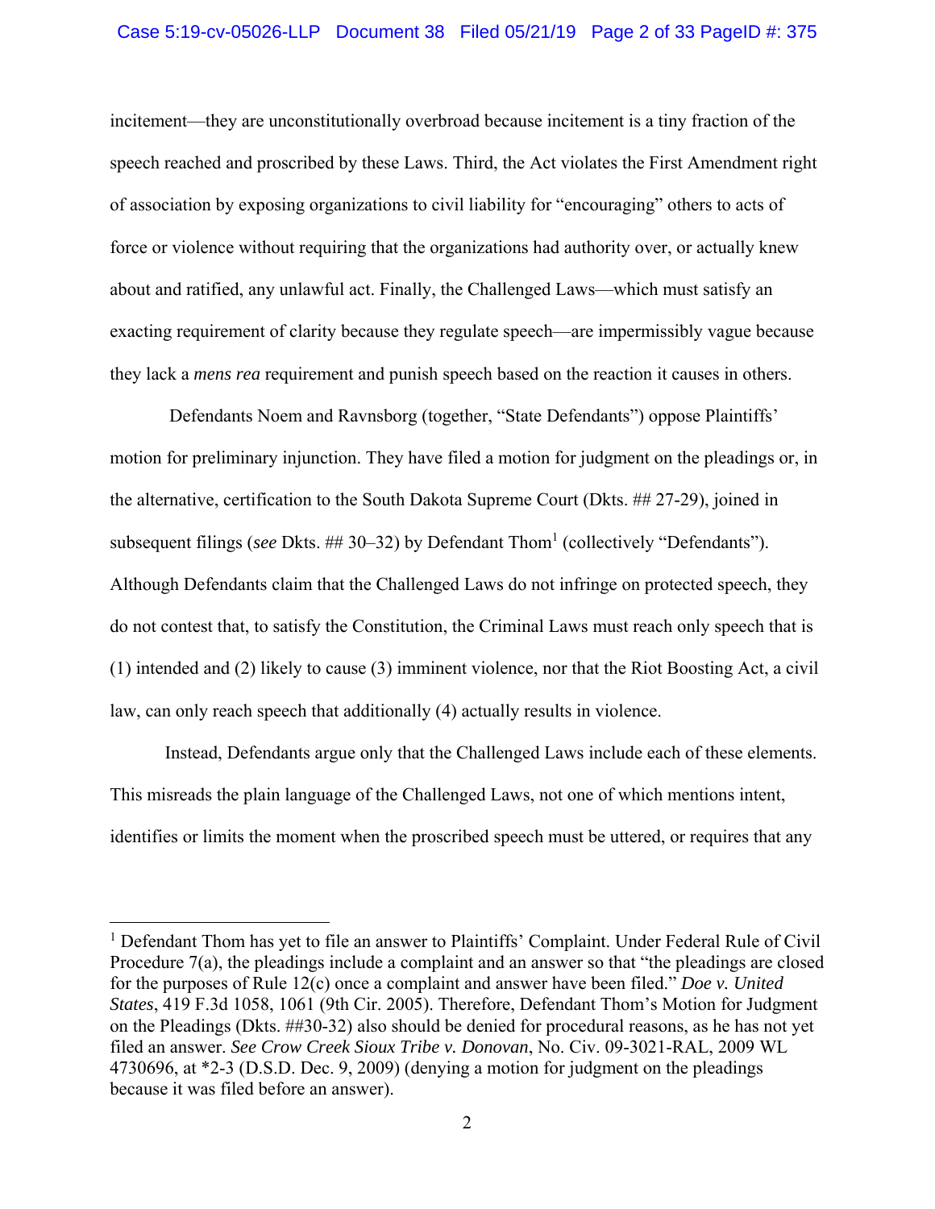incitement—they are unconstitutionally overbroad because incitement is a tiny fraction of the speech reached and proscribed by these Laws. Third, the Act violates the First Amendment right of association by exposing organizations to civil liability for "encouraging" others to acts of force or violence without requiring that the organizations had authority over, or actually knew about and ratified, any unlawful act. Finally, the Challenged Laws—which must satisfy an exacting requirement of clarity because they regulate speech—are impermissibly vague because they lack a *mens rea* requirement and punish speech based on the reaction it causes in others.

Defendants Noem and Ravnsborg (together, "State Defendants") oppose Plaintiffs' motion for preliminary injunction. They have filed a motion for judgment on the pleadings or, in the alternative, certification to the South Dakota Supreme Court (Dkts. ## 27-29), joined in subsequent filings (*see* Dkts. ## 30–32) by Defendant Thom[1] (collectively "Defendants"). Although Defendants claim that the Challenged Laws do not infringe on protected speech, they do not contest that, to satisfy the Constitution, the Criminal Laws must reach only speech that is (1) intended and (2) likely to cause (3) imminent violence, nor that the Riot Boosting Act, a civil law, can only reach speech that additionally (4) actually results in violence.

Instead, Defendants argue only that the Challenged Laws include each of these elements. This misreads the plain language of the Challenged Laws, not one of which mentions intent, identifies or limits the moment when the proscribed speech must be uttered, or requires that any

---

[1] Defendant Thom has yet to file an answer to Plaintiffs' Complaint. Under Federal Rule of Civil Procedure 7(a), the pleadings include a complaint and an answer so that "the pleadings are closed for the purposes of Rule 12(c) once a complaint and answer have been filed." *Doe v. United States*, 419 F.3d 1058, 1061 (9th Cir. 2005). Therefore, Defendant Thom's Motion for Judgment on the Pleadings (Dkts. ##30-32) also should be denied for procedural reasons, as he has not yet filed an answer. *See Crow Creek Sioux Tribe v. Donovan*, No. Civ. 09-3021-RAL, 2009 WL 4730696, at *2-3 (D.S.D. Dec. 9, 2009) (denying a motion for judgment on the pleadings because it was filed before an answer).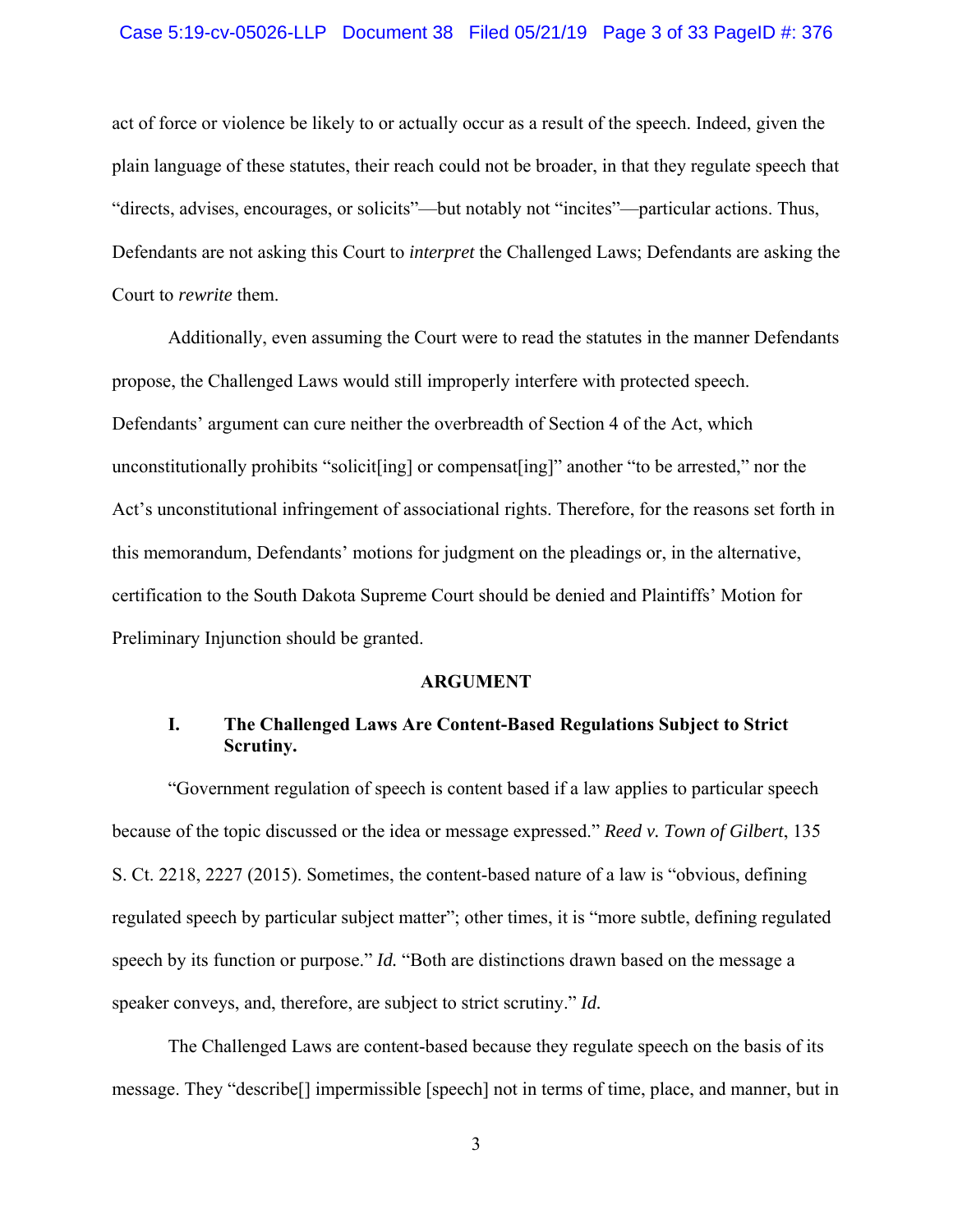act of force or violence be likely to or actually occur as a result of the speech. Indeed, given the plain language of these statutes, their reach could not be broader, in that they regulate speech that "directs, advises, encourages, or solicits"—but notably not "incites"—particular actions. Thus, Defendants are not asking this Court to *interpret* the Challenged Laws; Defendants are asking the Court to *rewrite* them.

Additionally, even assuming the Court were to read the statutes in the manner Defendants propose, the Challenged Laws would still improperly interfere with protected speech. Defendants' argument can cure neither the overbreadth of Section 4 of the Act, which unconstitutionally prohibits "solicit[ing] or compensat[ing]" another "to be arrested," nor the Act's unconstitutional infringement of associational rights. Therefore, for the reasons set forth in this memorandum, Defendants' motions for judgment on the pleadings or, in the alternative, certification to the South Dakota Supreme Court should be denied and Plaintiffs' Motion for Preliminary Injunction should be granted.

## ARGUMENT

### I. The Challenged Laws Are Content-Based Regulations Subject to Strict Scrutiny.

"Government regulation of speech is content based if a law applies to particular speech because of the topic discussed or the idea or message expressed." *Reed v. Town of Gilbert*, 135 S. Ct. 2218, 2227 (2015). Sometimes, the content-based nature of a law is "obvious, defining regulated speech by particular subject matter"; other times, it is "more subtle, defining regulated speech by its function or purpose." *Id.* "Both are distinctions drawn based on the message a speaker conveys, and, therefore, are subject to strict scrutiny." *Id.*

The Challenged Laws are content-based because they regulate speech on the basis of its message. They "describe[] impermissible [speech] not in terms of time, place, and manner, but in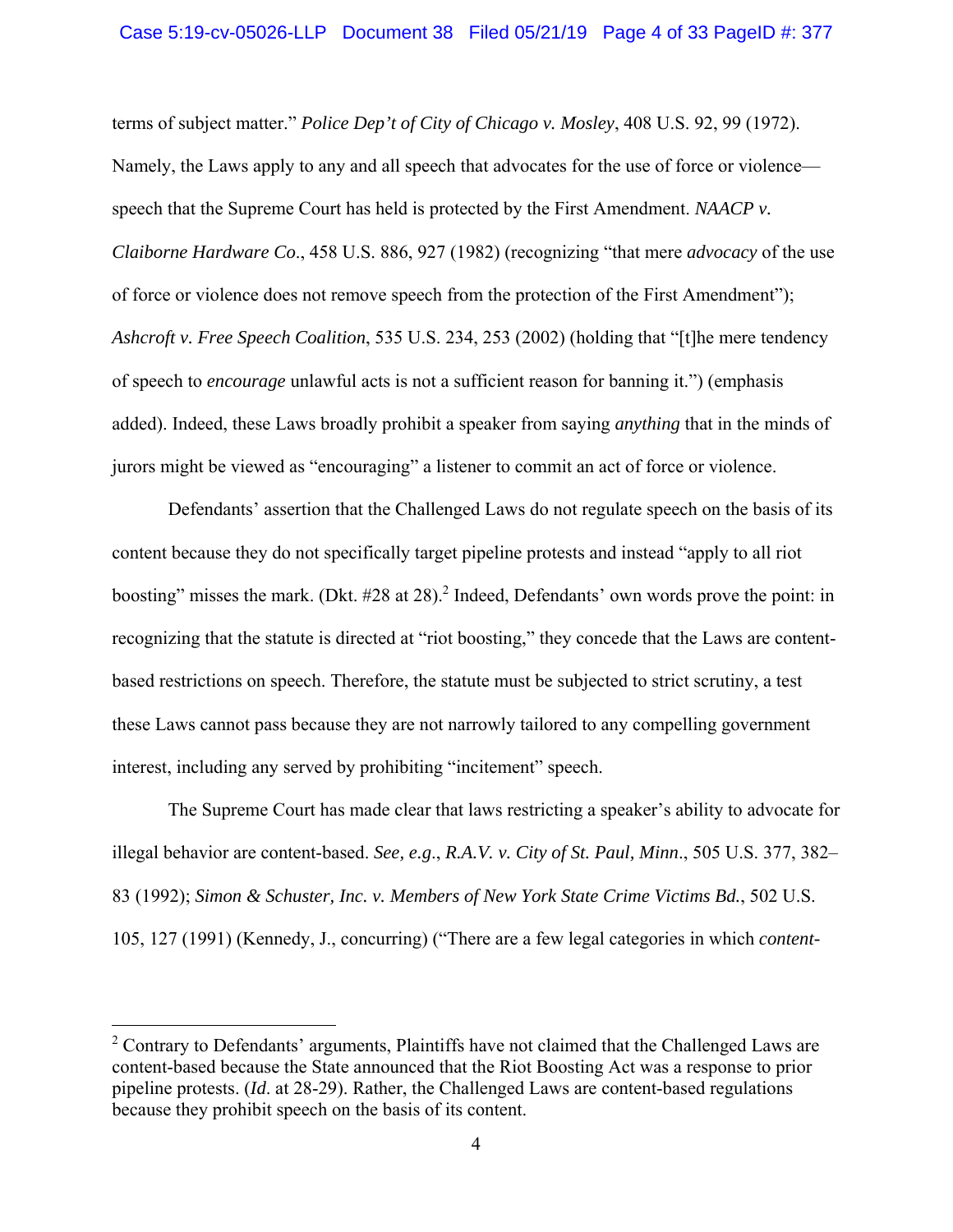terms of subject matter." *Police Dep't of City of Chicago v. Mosley*, 408 U.S. 92, 99 (1972). Namely, the Laws apply to any and all speech that advocates for the use of force or violence—speech that the Supreme Court has held is protected by the First Amendment. *NAACP v. Claiborne Hardware Co*., 458 U.S. 886, 927 (1982) (recognizing "that mere *advocacy* of the use of force or violence does not remove speech from the protection of the First Amendment"); *Ashcroft v. Free Speech Coalition*, 535 U.S. 234, 253 (2002) (holding that "[t]he mere tendency of speech to *encourage* unlawful acts is not a sufficient reason for banning it.") (emphasis added). Indeed, these Laws broadly prohibit a speaker from saying *anything* that in the minds of jurors might be viewed as "encouraging" a listener to commit an act of force or violence.

Defendants' assertion that the Challenged Laws do not regulate speech on the basis of its content because they do not specifically target pipeline protests and instead "apply to all riot boosting" misses the mark. (Dkt. #28 at 28).[2] Indeed, Defendants' own words prove the point: in recognizing that the statute is directed at "riot boosting," they concede that the Laws are content-based restrictions on speech. Therefore, the statute must be subjected to strict scrutiny, a test these Laws cannot pass because they are not narrowly tailored to any compelling government interest, including any served by prohibiting "incitement" speech.

The Supreme Court has made clear that laws restricting a speaker's ability to advocate for illegal behavior are content-based. *See, e.g.*, *R.A.V. v. City of St. Paul, Minn*., 505 U.S. 377, 382–83 (1992); *Simon & Schuster, Inc. v. Members of New York State Crime Victims Bd.*, 502 U.S. 105, 127 (1991) (Kennedy, J., concurring) ("There are a few legal categories in which *content-*

---

[2] Contrary to Defendants' arguments, Plaintiffs have not claimed that the Challenged Laws are content-based because the State announced that the Riot Boosting Act was a response to prior pipeline protests. (*Id.* at 28-29). Rather, the Challenged Laws are content-based regulations because they prohibit speech on the basis of its content.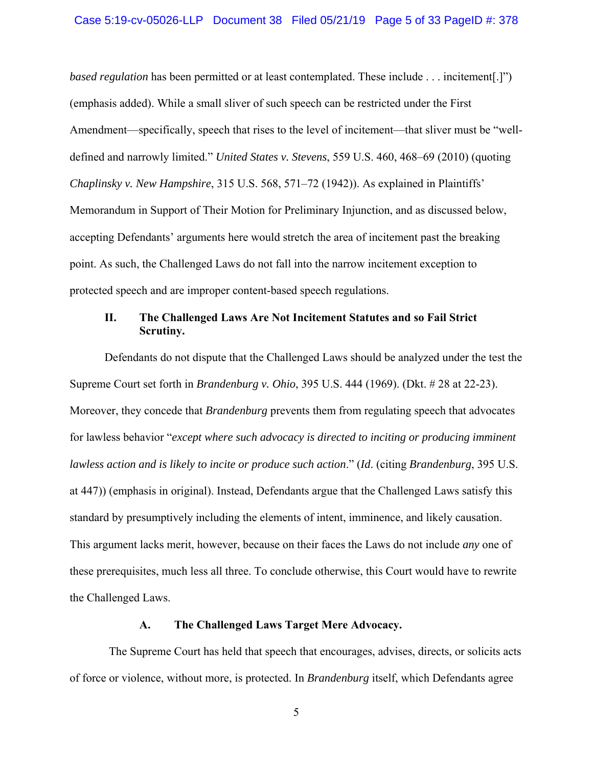*based regulation* has been permitted or at least contemplated. These include . . . incitement[.]") (emphasis added). While a small sliver of such speech can be restricted under the First Amendment—specifically, speech that rises to the level of incitement—that sliver must be "well-defined and narrowly limited." *United States v. Stevens*, 559 U.S. 460, 468–69 (2010) (quoting *Chaplinsky v. New Hampshire*, 315 U.S. 568, 571–72 (1942)). As explained in Plaintiffs' Memorandum in Support of Their Motion for Preliminary Injunction, and as discussed below, accepting Defendants' arguments here would stretch the area of incitement past the breaking point. As such, the Challenged Laws do not fall into the narrow incitement exception to protected speech and are improper content-based speech regulations.

## II. The Challenged Laws Are Not Incitement Statutes and so Fail Strict Scrutiny.

Defendants do not dispute that the Challenged Laws should be analyzed under the test the Supreme Court set forth in *Brandenburg v. Ohio*, 395 U.S. 444 (1969). (Dkt. # 28 at 22-23). Moreover, they concede that *Brandenburg* prevents them from regulating speech that advocates for lawless behavior "*except where such advocacy is directed to inciting or producing imminent lawless action and is likely to incite or produce such action*." (*Id*. (citing *Brandenburg*, 395 U.S. at 447)) (emphasis in original). Instead, Defendants argue that the Challenged Laws satisfy this standard by presumptively including the elements of intent, imminence, and likely causation. This argument lacks merit, however, because on their faces the Laws do not include *any* one of these prerequisites, much less all three. To conclude otherwise, this Court would have to rewrite the Challenged Laws.

### A. The Challenged Laws Target Mere Advocacy.

The Supreme Court has held that speech that encourages, advises, directs, or solicits acts of force or violence, without more, is protected. In *Brandenburg* itself, which Defendants agree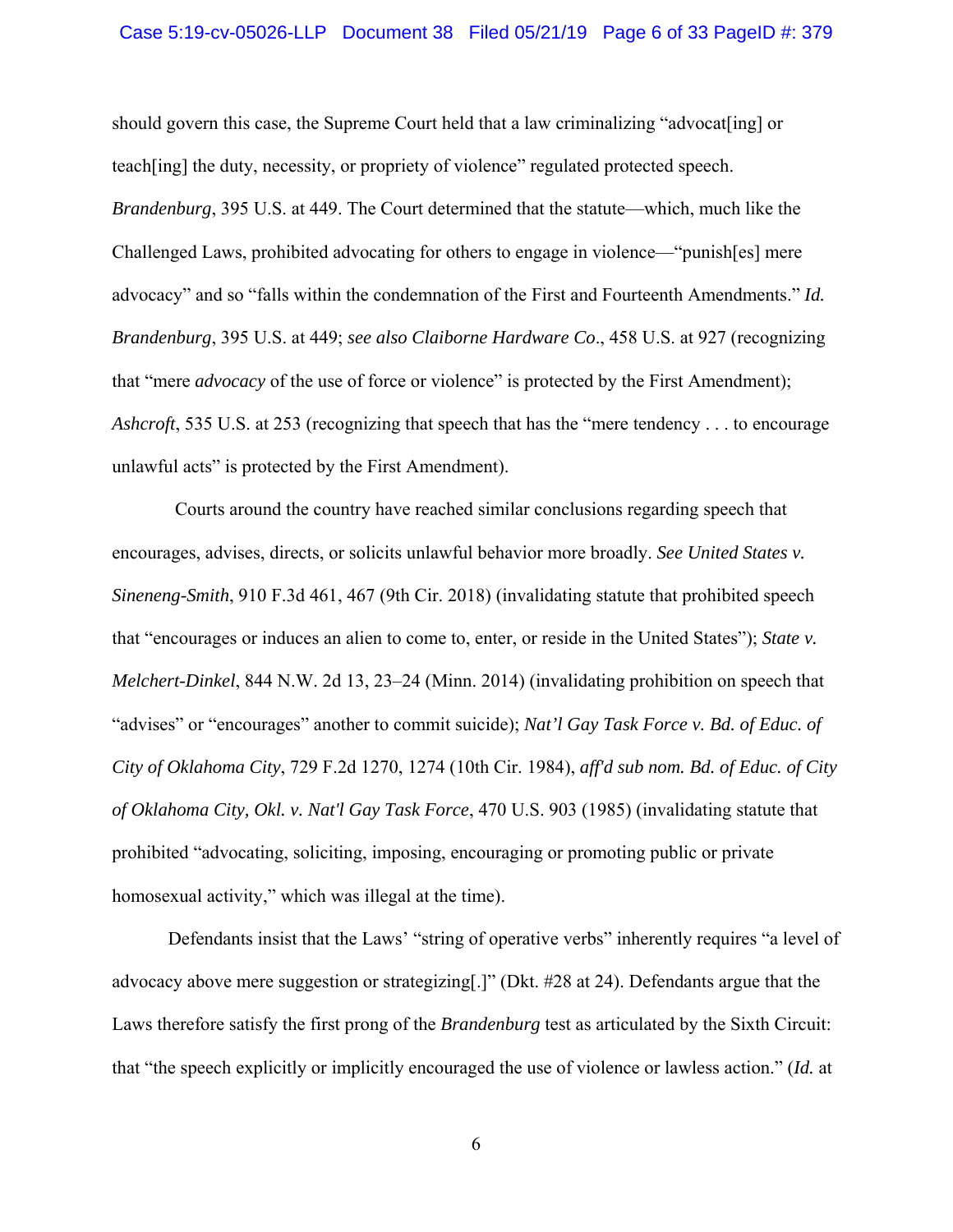should govern this case, the Supreme Court held that a law criminalizing "advocat[ing] or teach[ing] the duty, necessity, or propriety of violence" regulated protected speech. *Brandenburg*, 395 U.S. at 449. The Court determined that the statute—which, much like the Challenged Laws, prohibited advocating for others to engage in violence—"punish[es] mere advocacy" and so "falls within the condemnation of the First and Fourteenth Amendments." *Id. Brandenburg*, 395 U.S. at 449; *see also Claiborne Hardware Co*., 458 U.S. at 927 (recognizing that "mere *advocacy* of the use of force or violence" is protected by the First Amendment); *Ashcroft*, 535 U.S. at 253 (recognizing that speech that has the "mere tendency . . . to encourage unlawful acts" is protected by the First Amendment).

Courts around the country have reached similar conclusions regarding speech that encourages, advises, directs, or solicits unlawful behavior more broadly. *See United States v. Sineneng-Smith*, 910 F.3d 461, 467 (9th Cir. 2018) (invalidating statute that prohibited speech that "encourages or induces an alien to come to, enter, or reside in the United States"); *State v. Melchert-Dinkel*, 844 N.W. 2d 13, 23–24 (Minn. 2014) (invalidating prohibition on speech that "advises" or "encourages" another to commit suicide); *Nat'l Gay Task Force v. Bd. of Educ. of City of Oklahoma City*, 729 F.2d 1270, 1274 (10th Cir. 1984), *aff'd sub nom. Bd. of Educ. of City of Oklahoma City, Okl. v. Nat'l Gay Task Force*, 470 U.S. 903 (1985) (invalidating statute that prohibited "advocating, soliciting, imposing, encouraging or promoting public or private homosexual activity," which was illegal at the time).

Defendants insist that the Laws' "string of operative verbs" inherently requires "a level of advocacy above mere suggestion or strategizing[.]" (Dkt. #28 at 24). Defendants argue that the Laws therefore satisfy the first prong of the *Brandenburg* test as articulated by the Sixth Circuit: that "the speech explicitly or implicitly encouraged the use of violence or lawless action." (*Id.* at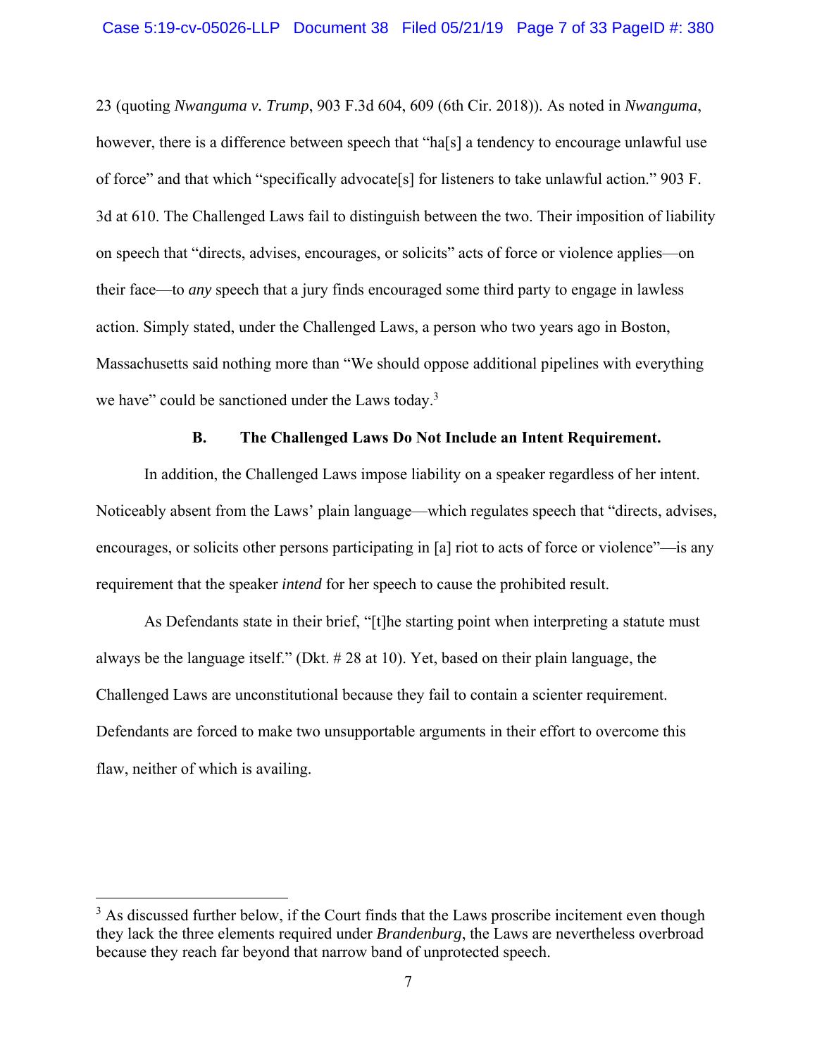23 (quoting *Nwanguma v. Trump*, 903 F.3d 604, 609 (6th Cir. 2018)). As noted in *Nwanguma*, however, there is a difference between speech that "ha[s] a tendency to encourage unlawful use of force" and that which "specifically advocate[s] for listeners to take unlawful action." 903 F. 3d at 610. The Challenged Laws fail to distinguish between the two. Their imposition of liability on speech that "directs, advises, encourages, or solicits" acts of force or violence applies—on their face—to *any* speech that a jury finds encouraged some third party to engage in lawless action. Simply stated, under the Challenged Laws, a person who two years ago in Boston, Massachusetts said nothing more than "We should oppose additional pipelines with everything we have" could be sanctioned under the Laws today.[3]

### B. The Challenged Laws Do Not Include an Intent Requirement.

In addition, the Challenged Laws impose liability on a speaker regardless of her intent. Noticeably absent from the Laws' plain language—which regulates speech that "directs, advises, encourages, or solicits other persons participating in [a] riot to acts of force or violence"—is any requirement that the speaker *intend* for her speech to cause the prohibited result.

As Defendants state in their brief, "[t]he starting point when interpreting a statute must always be the language itself." (Dkt. # 28 at 10). Yet, based on their plain language, the Challenged Laws are unconstitutional because they fail to contain a scienter requirement. Defendants are forced to make two unsupportable arguments in their effort to overcome this flaw, neither of which is availing.

---

[3] As discussed further below, if the Court finds that the Laws proscribe incitement even though they lack the three elements required under *Brandenburg*, the Laws are nevertheless overbroad because they reach far beyond that narrow band of unprotected speech.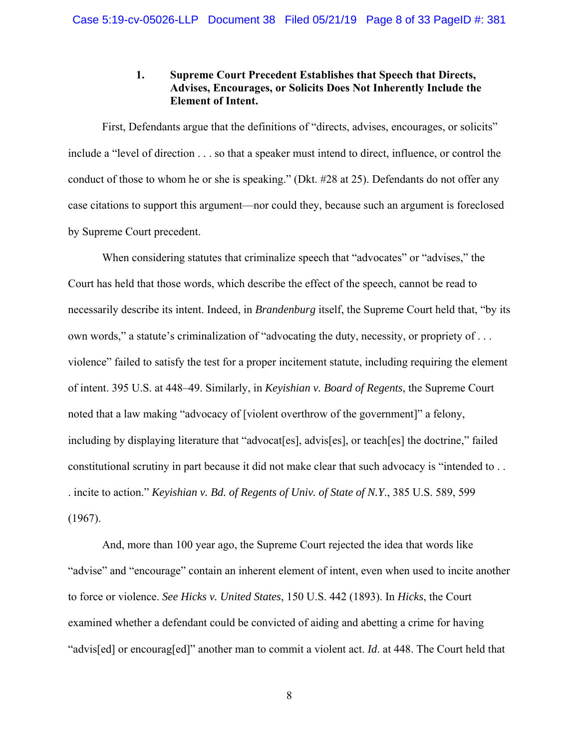### 1. Supreme Court Precedent Establishes that Speech that Directs, Advises, Encourages, or Solicits Does Not Inherently Include the Element of Intent.

First, Defendants argue that the definitions of "directs, advises, encourages, or solicits" include a "level of direction . . . so that a speaker must intend to direct, influence, or control the conduct of those to whom he or she is speaking." (Dkt. #28 at 25). Defendants do not offer any case citations to support this argument—nor could they, because such an argument is foreclosed by Supreme Court precedent.

When considering statutes that criminalize speech that "advocates" or "advises," the Court has held that those words, which describe the effect of the speech, cannot be read to necessarily describe its intent. Indeed, in *Brandenburg* itself, the Supreme Court held that, "by its own words," a statute's criminalization of "advocating the duty, necessity, or propriety of . . . violence" failed to satisfy the test for a proper incitement statute, including requiring the element of intent. 395 U.S. at 448–49. Similarly, in *Keyishian v. Board of Regents*, the Supreme Court noted that a law making "advocacy of [violent overthrow of the government]" a felony, including by displaying literature that "advocat[es], advis[es], or teach[es] the doctrine," failed constitutional scrutiny in part because it did not make clear that such advocacy is "intended to . . . incite to action." *Keyishian v. Bd. of Regents of Univ. of State of N.Y.*, 385 U.S. 589, 599 (1967).

And, more than 100 year ago, the Supreme Court rejected the idea that words like "advise" and "encourage" contain an inherent element of intent, even when used to incite another to force or violence. *See Hicks v. United States*, 150 U.S. 442 (1893). In *Hicks*, the Court examined whether a defendant could be convicted of aiding and abetting a crime for having "advis[ed] or encourag[ed]" another man to commit a violent act. *Id*. at 448. The Court held that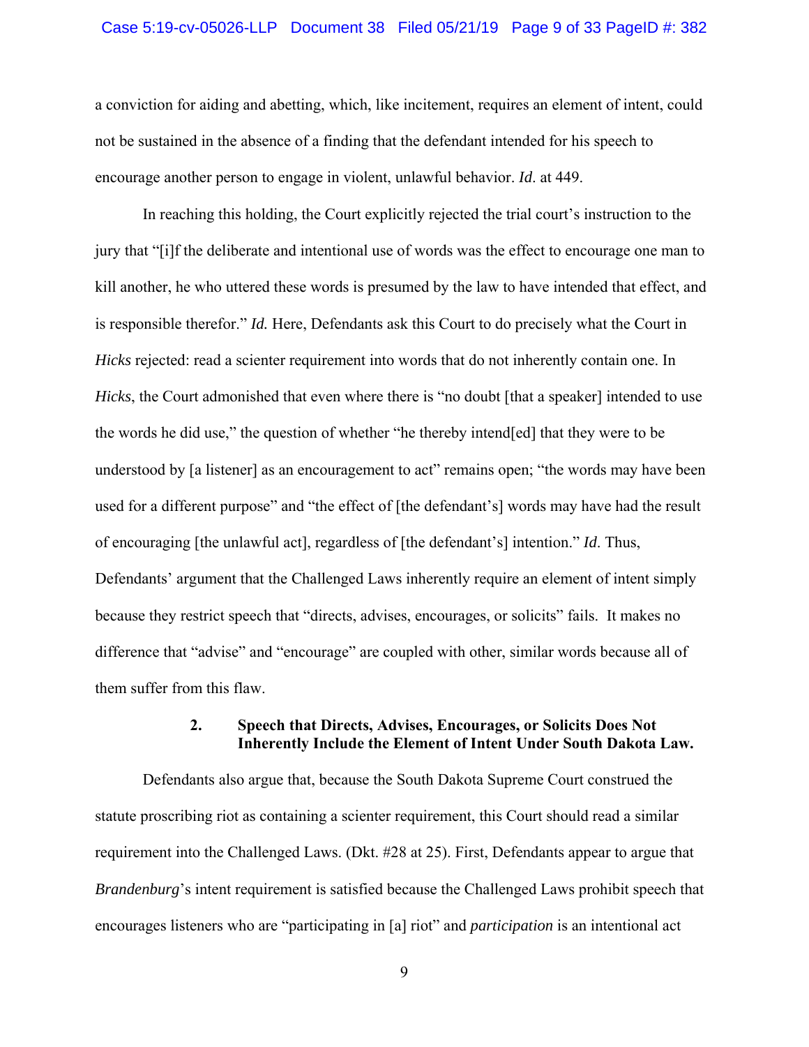a conviction for aiding and abetting, which, like incitement, requires an element of intent, could not be sustained in the absence of a finding that the defendant intended for his speech to encourage another person to engage in violent, unlawful behavior. *Id*. at 449.

In reaching this holding, the Court explicitly rejected the trial court's instruction to the jury that "[i]f the deliberate and intentional use of words was the effect to encourage one man to kill another, he who uttered these words is presumed by the law to have intended that effect, and is responsible therefor." *Id.* Here, Defendants ask this Court to do precisely what the Court in *Hicks* rejected: read a scienter requirement into words that do not inherently contain one. In *Hicks*, the Court admonished that even where there is "no doubt [that a speaker] intended to use the words he did use," the question of whether "he thereby intend[ed] that they were to be understood by [a listener] as an encouragement to act" remains open; "the words may have been used for a different purpose" and "the effect of [the defendant's] words may have had the result of encouraging [the unlawful act], regardless of [the defendant's] intention." *Id.* Thus, Defendants' argument that the Challenged Laws inherently require an element of intent simply because they restrict speech that "directs, advises, encourages, or solicits" fails. It makes no difference that "advise" and "encourage" are coupled with other, similar words because all of them suffer from this flaw.

### 2. Speech that Directs, Advises, Encourages, or Solicits Does Not Inherently Include the Element of Intent Under South Dakota Law.

Defendants also argue that, because the South Dakota Supreme Court construed the statute proscribing riot as containing a scienter requirement, this Court should read a similar requirement into the Challenged Laws. (Dkt. #28 at 25). First, Defendants appear to argue that *Brandenburg*'s intent requirement is satisfied because the Challenged Laws prohibit speech that encourages listeners who are "participating in [a] riot" and *participation* is an intentional act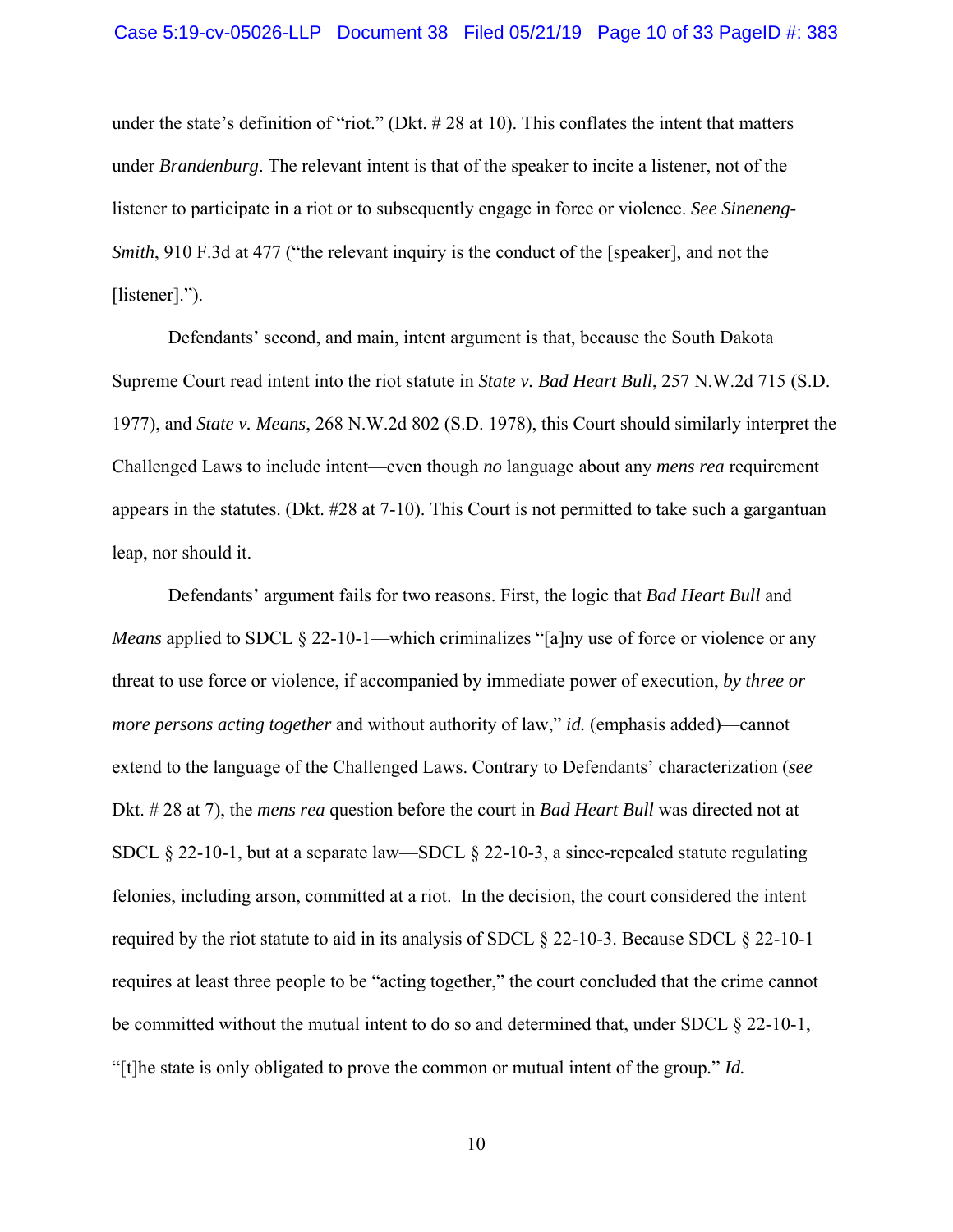under the state's definition of "riot." (Dkt. # 28 at 10). This conflates the intent that matters under *Brandenburg*. The relevant intent is that of the speaker to incite a listener, not of the listener to participate in a riot or to subsequently engage in force or violence. *See Sineneng-Smith*, 910 F.3d at 477 ("the relevant inquiry is the conduct of the [speaker], and not the [listener].").

Defendants' second, and main, intent argument is that, because the South Dakota Supreme Court read intent into the riot statute in *State v. Bad Heart Bull*, 257 N.W.2d 715 (S.D. 1977), and *State v. Means*, 268 N.W.2d 802 (S.D. 1978), this Court should similarly interpret the Challenged Laws to include intent—even though *no* language about any *mens rea* requirement appears in the statutes. (Dkt. #28 at 7-10). This Court is not permitted to take such a gargantuan leap, nor should it.

Defendants' argument fails for two reasons. First, the logic that *Bad Heart Bull* and *Means* applied to SDCL § 22-10-1—which criminalizes "[a]ny use of force or violence or any threat to use force or violence, if accompanied by immediate power of execution, *by three or more persons acting together* and without authority of law," *id.* (emphasis added)—cannot extend to the language of the Challenged Laws. Contrary to Defendants' characterization (*see* Dkt. # 28 at 7), the *mens rea* question before the court in *Bad Heart Bull* was directed not at SDCL § 22-10-1, but at a separate law—SDCL § 22-10-3, a since-repealed statute regulating felonies, including arson, committed at a riot. In the decision, the court considered the intent required by the riot statute to aid in its analysis of SDCL § 22-10-3. Because SDCL § 22-10-1 requires at least three people to be "acting together," the court concluded that the crime cannot be committed without the mutual intent to do so and determined that, under SDCL § 22-10-1, "[t]he state is only obligated to prove the common or mutual intent of the group." *Id.*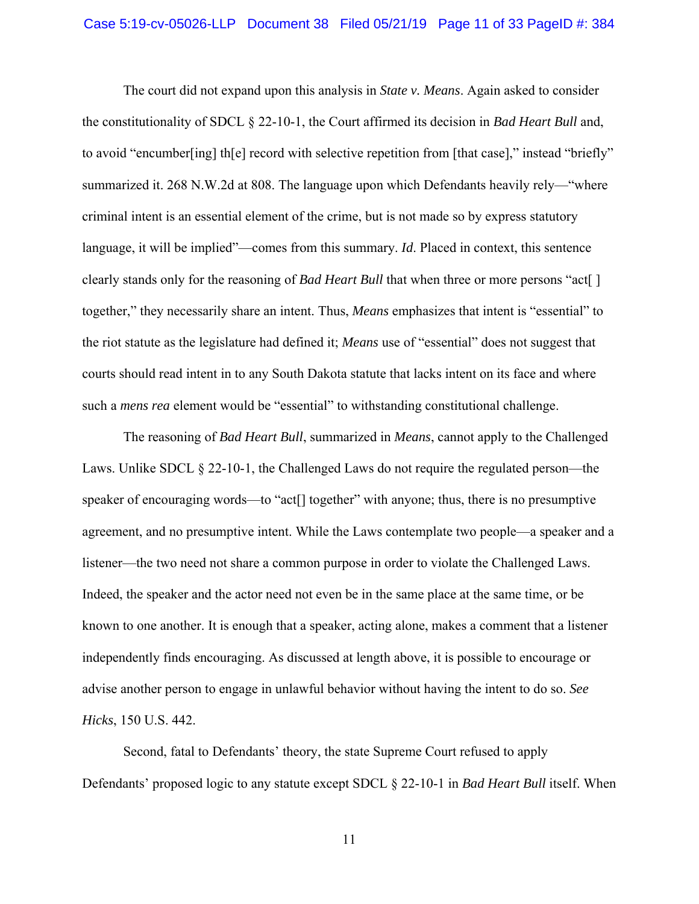The court did not expand upon this analysis in *State v. Means*. Again asked to consider the constitutionality of SDCL § 22-10-1, the Court affirmed its decision in *Bad Heart Bull* and, to avoid "encumber[ing] th[e] record with selective repetition from [that case]," instead "briefly" summarized it. 268 N.W.2d at 808. The language upon which Defendants heavily rely—"where criminal intent is an essential element of the crime, but is not made so by express statutory language, it will be implied"—comes from this summary. *Id*. Placed in context, this sentence clearly stands only for the reasoning of *Bad Heart Bull* that when three or more persons "act[ ] together," they necessarily share an intent. Thus, *Means* emphasizes that intent is "essential" to the riot statute as the legislature had defined it; *Means* use of "essential" does not suggest that courts should read intent in to any South Dakota statute that lacks intent on its face and where such a *mens rea* element would be "essential" to withstanding constitutional challenge.

The reasoning of *Bad Heart Bull*, summarized in *Means*, cannot apply to the Challenged Laws. Unlike SDCL § 22-10-1, the Challenged Laws do not require the regulated person—the speaker of encouraging words—to "act[] together" with anyone; thus, there is no presumptive agreement, and no presumptive intent. While the Laws contemplate two people—a speaker and a listener—the two need not share a common purpose in order to violate the Challenged Laws. Indeed, the speaker and the actor need not even be in the same place at the same time, or be known to one another. It is enough that a speaker, acting alone, makes a comment that a listener independently finds encouraging. As discussed at length above, it is possible to encourage or advise another person to engage in unlawful behavior without having the intent to do so. *See Hicks*, 150 U.S. 442.

Second, fatal to Defendants' theory, the state Supreme Court refused to apply Defendants' proposed logic to any statute except SDCL § 22-10-1 in *Bad Heart Bull* itself. When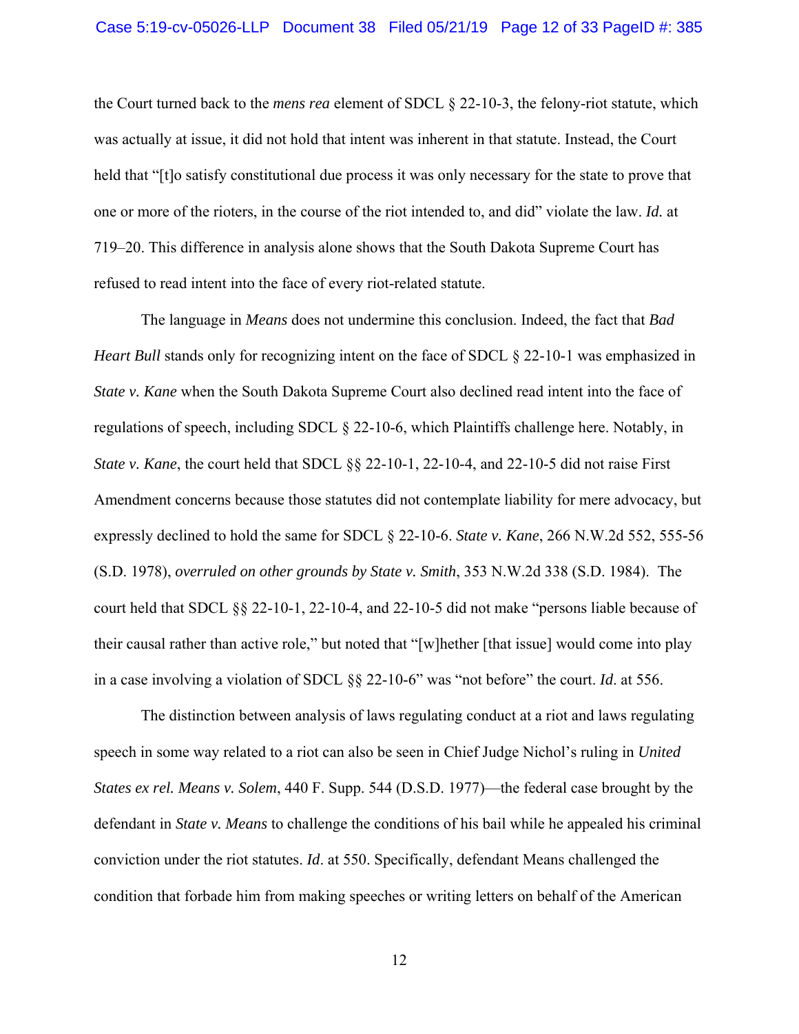the Court turned back to the *mens rea* element of SDCL § 22-10-3, the felony-riot statute, which was actually at issue, it did not hold that intent was inherent in that statute. Instead, the Court held that "[t]o satisfy constitutional due process it was only necessary for the state to prove that one or more of the rioters, in the course of the riot intended to, and did" violate the law. *Id.* at 719–20. This difference in analysis alone shows that the South Dakota Supreme Court has refused to read intent into the face of every riot-related statute.

The language in *Means* does not undermine this conclusion. Indeed, the fact that *Bad Heart Bull* stands only for recognizing intent on the face of SDCL § 22-10-1 was emphasized in *State v. Kane* when the South Dakota Supreme Court also declined read intent into the face of regulations of speech, including SDCL § 22-10-6, which Plaintiffs challenge here. Notably, in *State v. Kane*, the court held that SDCL §§ 22-10-1, 22-10-4, and 22-10-5 did not raise First Amendment concerns because those statutes did not contemplate liability for mere advocacy, but expressly declined to hold the same for SDCL § 22-10-6. *State v. Kane*, 266 N.W.2d 552, 555-56 (S.D. 1978), *overruled on other grounds by State v. Smith*, 353 N.W.2d 338 (S.D. 1984). The court held that SDCL §§ 22-10-1, 22-10-4, and 22-10-5 did not make "persons liable because of their causal rather than active role," but noted that "[w]hether [that issue] would come into play in a case involving a violation of SDCL §§ 22-10-6" was "not before" the court. *Id*. at 556.

The distinction between analysis of laws regulating conduct at a riot and laws regulating speech in some way related to a riot can also be seen in Chief Judge Nichol's ruling in *United States ex rel. Means v. Solem*, 440 F. Supp. 544 (D.S.D. 1977)—the federal case brought by the defendant in *State v. Means* to challenge the conditions of his bail while he appealed his criminal conviction under the riot statutes. *Id*. at 550. Specifically, defendant Means challenged the condition that forbade him from making speeches or writing letters on behalf of the American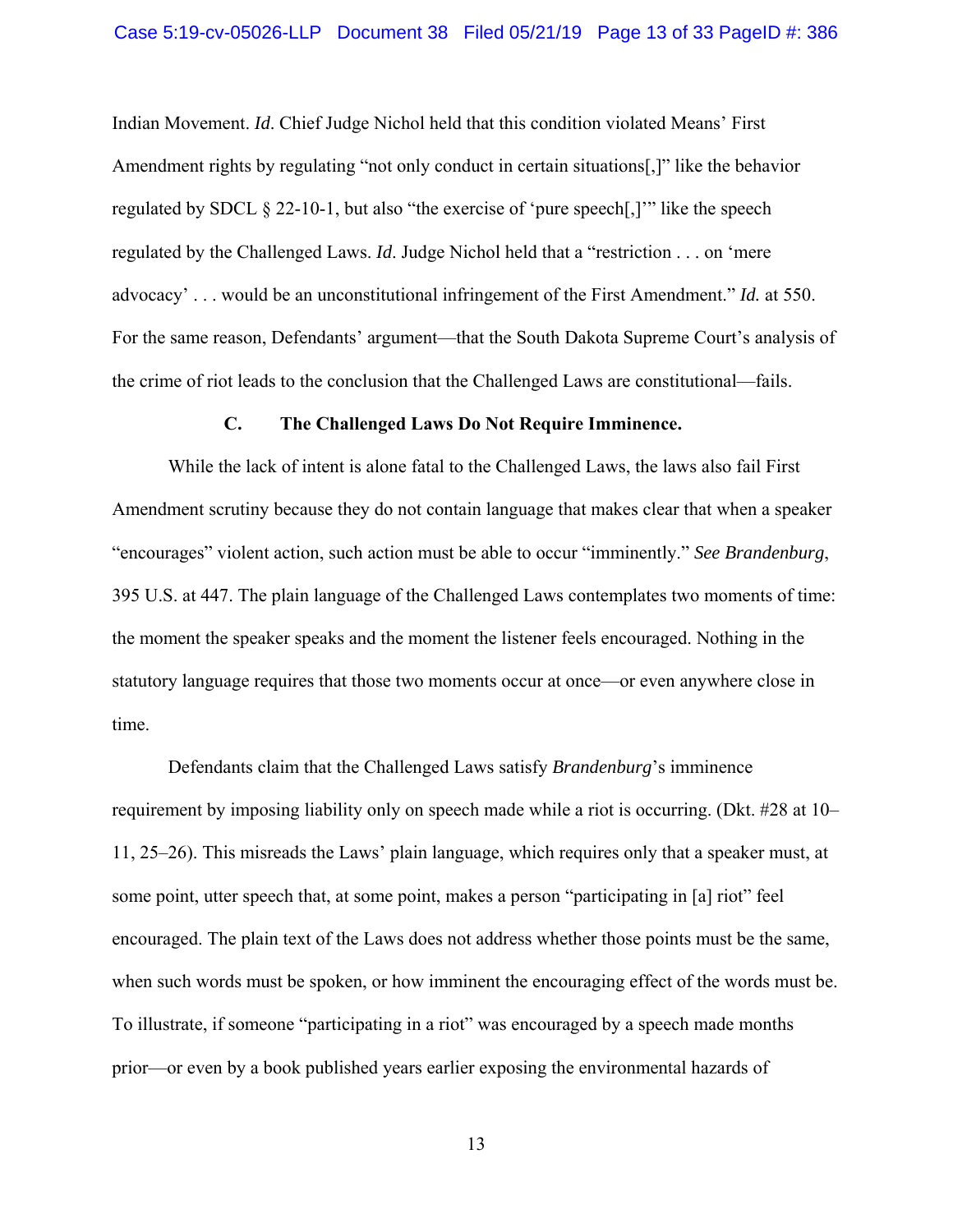Indian Movement. *Id*. Chief Judge Nichol held that this condition violated Means' First Amendment rights by regulating "not only conduct in certain situations[,]" like the behavior regulated by SDCL § 22-10-1, but also "the exercise of 'pure speech[,]'" like the speech regulated by the Challenged Laws. *Id*. Judge Nichol held that a "restriction . . . on 'mere advocacy' . . . would be an unconstitutional infringement of the First Amendment." *Id.* at 550. For the same reason, Defendants' argument—that the South Dakota Supreme Court's analysis of the crime of riot leads to the conclusion that the Challenged Laws are constitutional—fails.

### C. The Challenged Laws Do Not Require Imminence.

While the lack of intent is alone fatal to the Challenged Laws, the laws also fail First Amendment scrutiny because they do not contain language that makes clear that when a speaker "encourages" violent action, such action must be able to occur "imminently." *See Brandenburg*, 395 U.S. at 447. The plain language of the Challenged Laws contemplates two moments of time: the moment the speaker speaks and the moment the listener feels encouraged. Nothing in the statutory language requires that those two moments occur at once—or even anywhere close in time.

Defendants claim that the Challenged Laws satisfy *Brandenburg*'s imminence requirement by imposing liability only on speech made while a riot is occurring. (Dkt. #28 at 10–11, 25–26). This misreads the Laws' plain language, which requires only that a speaker must, at some point, utter speech that, at some point, makes a person "participating in [a] riot" feel encouraged. The plain text of the Laws does not address whether those points must be the same, when such words must be spoken, or how imminent the encouraging effect of the words must be. To illustrate, if someone "participating in a riot" was encouraged by a speech made months prior—or even by a book published years earlier exposing the environmental hazards of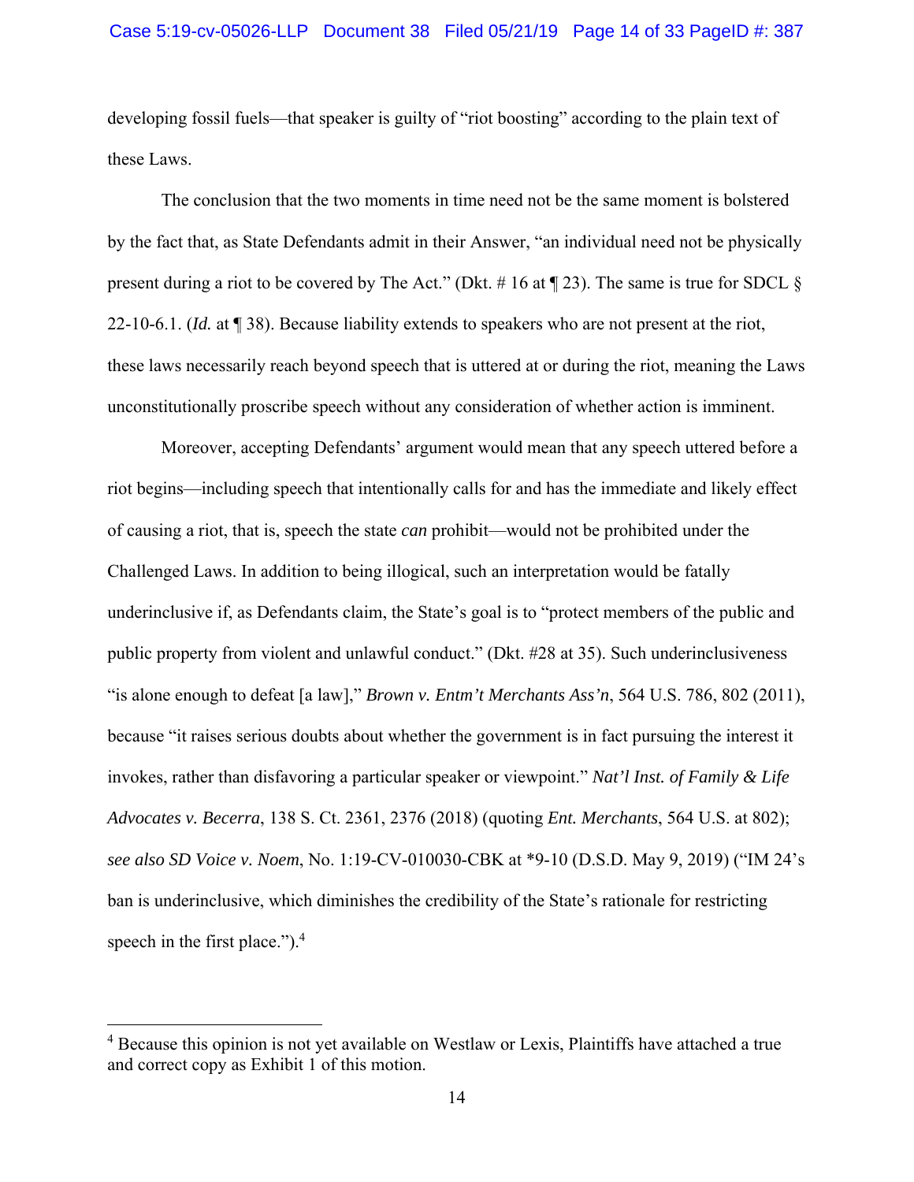developing fossil fuels—that speaker is guilty of "riot boosting" according to the plain text of these Laws.

The conclusion that the two moments in time need not be the same moment is bolstered by the fact that, as State Defendants admit in their Answer, "an individual need not be physically present during a riot to be covered by The Act." (Dkt. # 16 at ¶ 23). The same is true for SDCL § 22-10-6.1. (*Id.* at ¶ 38). Because liability extends to speakers who are not present at the riot, these laws necessarily reach beyond speech that is uttered at or during the riot, meaning the Laws unconstitutionally proscribe speech without any consideration of whether action is imminent.

Moreover, accepting Defendants' argument would mean that any speech uttered before a riot begins—including speech that intentionally calls for and has the immediate and likely effect of causing a riot, that is, speech the state *can* prohibit—would not be prohibited under the Challenged Laws. In addition to being illogical, such an interpretation would be fatally underinclusive if, as Defendants claim, the State's goal is to "protect members of the public and public property from violent and unlawful conduct." (Dkt. #28 at 35). Such underinclusiveness "is alone enough to defeat [a law]," *Brown v. Entm't Merchants Ass'n*, 564 U.S. 786, 802 (2011), because "it raises serious doubts about whether the government is in fact pursuing the interest it invokes, rather than disfavoring a particular speaker or viewpoint." *Nat'l Inst. of Family & Life Advocates v. Becerra*, 138 S. Ct. 2361, 2376 (2018) (quoting *Ent. Merchants*, 564 U.S. at 802); *see also SD Voice v. Noem*, No. 1:19-CV-010030-CBK at *9-10 (D.S.D. May 9, 2019) ("IM 24's ban is underinclusive, which diminishes the credibility of the State's rationale for restricting speech in the first place.").[4]

---

[4] Because this opinion is not yet available on Westlaw or Lexis, Plaintiffs have attached a true and correct copy as Exhibit 1 of this motion.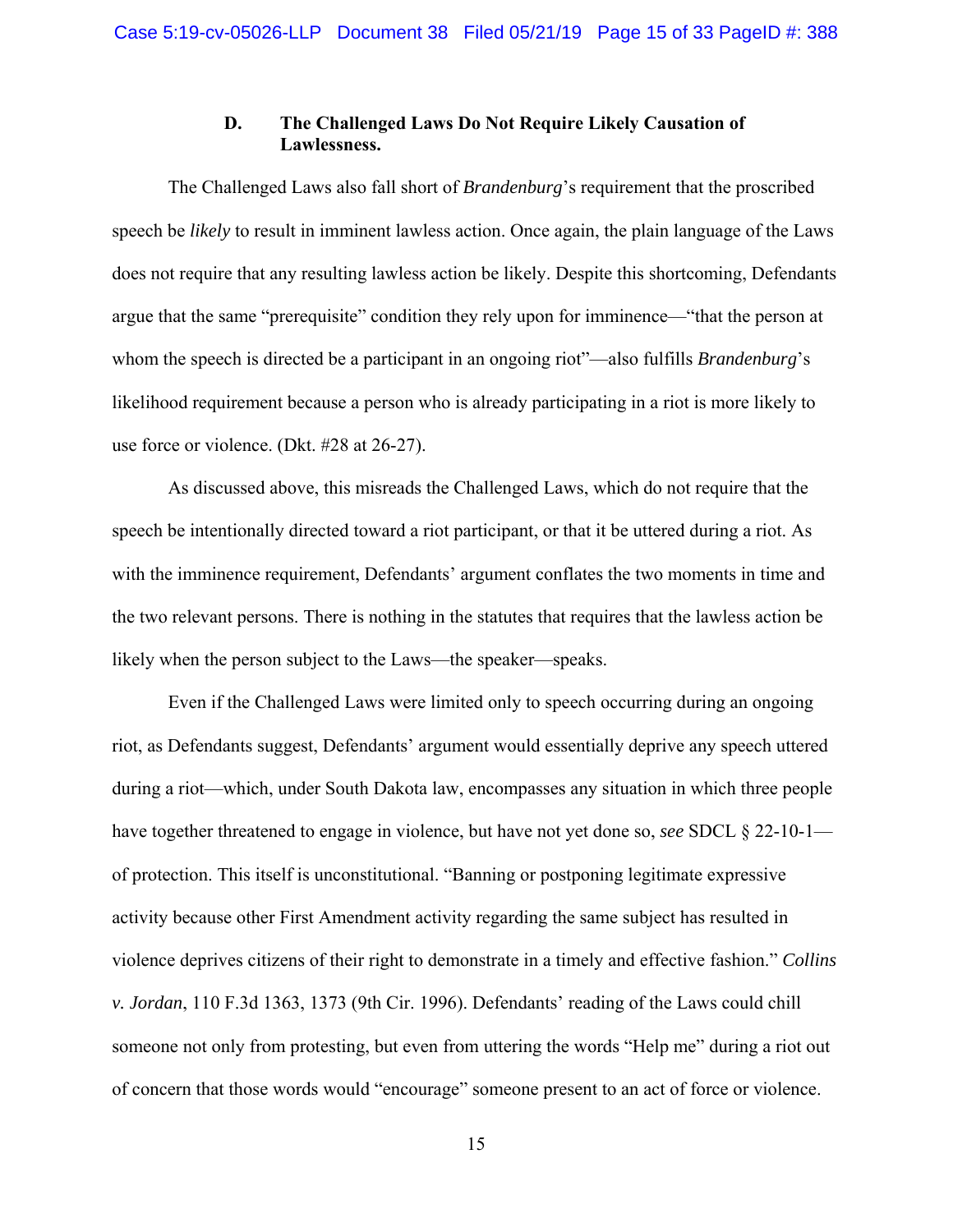### D. The Challenged Laws Do Not Require Likely Causation of Lawlessness.

The Challenged Laws also fall short of *Brandenburg*'s requirement that the proscribed speech be *likely* to result in imminent lawless action. Once again, the plain language of the Laws does not require that any resulting lawless action be likely. Despite this shortcoming, Defendants argue that the same "prerequisite" condition they rely upon for imminence—"that the person at whom the speech is directed be a participant in an ongoing riot"—also fulfills *Brandenburg*'s likelihood requirement because a person who is already participating in a riot is more likely to use force or violence. (Dkt. #28 at 26-27).

As discussed above, this misreads the Challenged Laws, which do not require that the speech be intentionally directed toward a riot participant, or that it be uttered during a riot. As with the imminence requirement, Defendants' argument conflates the two moments in time and the two relevant persons. There is nothing in the statutes that requires that the lawless action be likely when the person subject to the Laws—the speaker—speaks.

Even if the Challenged Laws were limited only to speech occurring during an ongoing riot, as Defendants suggest, Defendants' argument would essentially deprive any speech uttered during a riot—which, under South Dakota law, encompasses any situation in which three people have together threatened to engage in violence, but have not yet done so, *see* SDCL § 22-10-1—of protection. This itself is unconstitutional. "Banning or postponing legitimate expressive activity because other First Amendment activity regarding the same subject has resulted in violence deprives citizens of their right to demonstrate in a timely and effective fashion." *Collins v. Jordan*, 110 F.3d 1363, 1373 (9th Cir. 1996). Defendants' reading of the Laws could chill someone not only from protesting, but even from uttering the words "Help me" during a riot out of concern that those words would "encourage" someone present to an act of force or violence.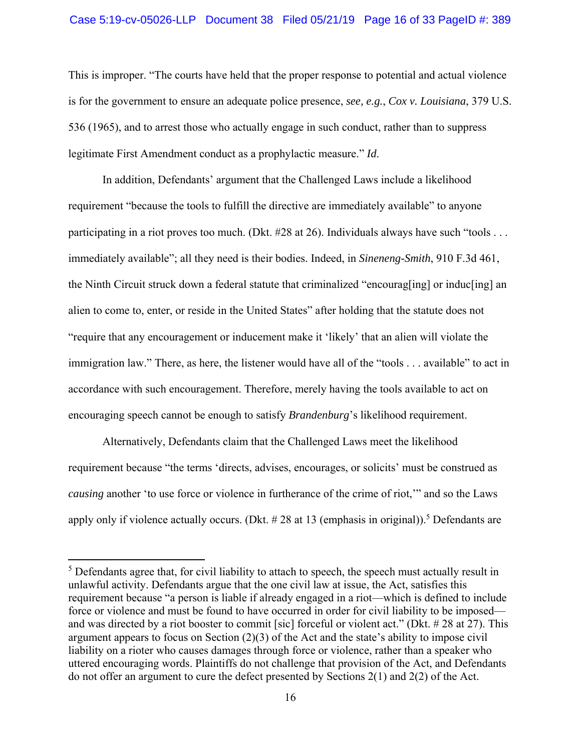This is improper. "The courts have held that the proper response to potential and actual violence is for the government to ensure an adequate police presence, *see, e.g.*, *Cox v. Louisiana*, 379 U.S. 536 (1965), and to arrest those who actually engage in such conduct, rather than to suppress legitimate First Amendment conduct as a prophylactic measure." *Id*.

In addition, Defendants' argument that the Challenged Laws include a likelihood requirement "because the tools to fulfill the directive are immediately available" to anyone participating in a riot proves too much. (Dkt. #28 at 26). Individuals always have such "tools . . . immediately available"; all they need is their bodies. Indeed, in *Sineneng-Smith*, 910 F.3d 461, the Ninth Circuit struck down a federal statute that criminalized "encourag[ing] or induc[ing] an alien to come to, enter, or reside in the United States" after holding that the statute does not "require that any encouragement or inducement make it 'likely' that an alien will violate the immigration law." There, as here, the listener would have all of the "tools . . . available" to act in accordance with such encouragement. Therefore, merely having the tools available to act on encouraging speech cannot be enough to satisfy *Brandenburg*'s likelihood requirement.

Alternatively, Defendants claim that the Challenged Laws meet the likelihood requirement because "the terms 'directs, advises, encourages, or solicits' must be construed as *causing* another 'to use force or violence in furtherance of the crime of riot,'" and so the Laws apply only if violence actually occurs. (Dkt. # 28 at 13 (emphasis in original)).[5] Defendants are

---

[5] Defendants agree that, for civil liability to attach to speech, the speech must actually result in unlawful activity. Defendants argue that the one civil law at issue, the Act, satisfies this requirement because "a person is liable if already engaged in a riot—which is defined to include force or violence and must be found to have occurred in order for civil liability to be imposed—and was directed by a riot booster to commit [sic] forceful or violent act." (Dkt. # 28 at 27). This argument appears to focus on Section (2)(3) of the Act and the state's ability to impose civil liability on a rioter who causes damages through force or violence, rather than a speaker who uttered encouraging words. Plaintiffs do not challenge that provision of the Act, and Defendants do not offer an argument to cure the defect presented by Sections 2(1) and 2(2) of the Act.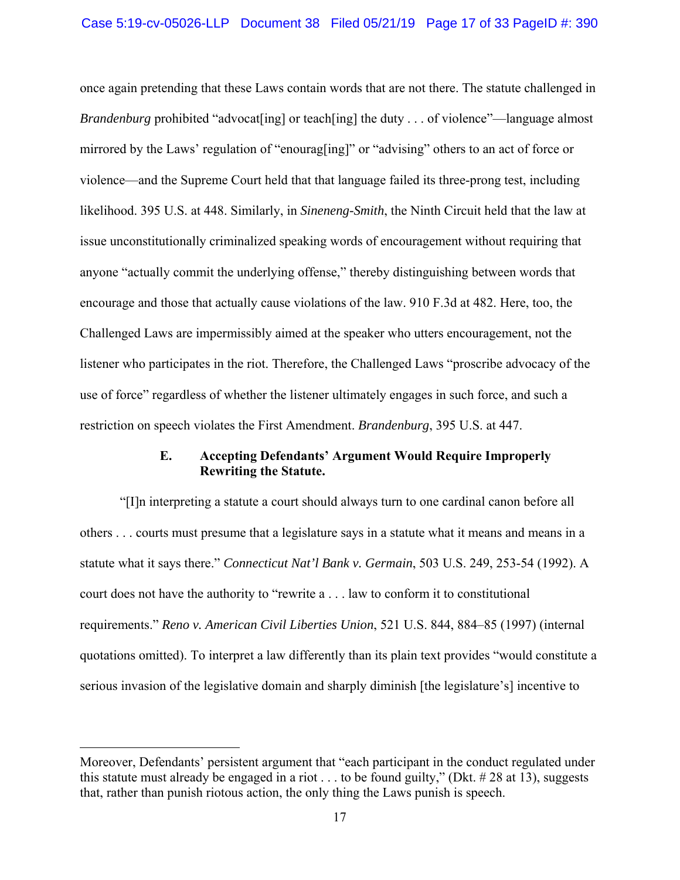once again pretending that these Laws contain words that are not there. The statute challenged in *Brandenburg* prohibited "advocat[ing] or teach[ing] the duty . . . of violence"—language almost mirrored by the Laws' regulation of "enourag[ing]" or "advising" others to an act of force or violence—and the Supreme Court held that that language failed its three-prong test, including likelihood. 395 U.S. at 448. Similarly, in *Sineneng-Smith*, the Ninth Circuit held that the law at issue unconstitutionally criminalized speaking words of encouragement without requiring that anyone "actually commit the underlying offense," thereby distinguishing between words that encourage and those that actually cause violations of the law. 910 F.3d at 482. Here, too, the Challenged Laws are impermissibly aimed at the speaker who utters encouragement, not the listener who participates in the riot. Therefore, the Challenged Laws "proscribe advocacy of the use of force" regardless of whether the listener ultimately engages in such force, and such a restriction on speech violates the First Amendment. *Brandenburg*, 395 U.S. at 447.

### E. Accepting Defendants' Argument Would Require Improperly Rewriting the Statute.

"[I]n interpreting a statute a court should always turn to one cardinal canon before all others . . . courts must presume that a legislature says in a statute what it means and means in a statute what it says there." *Connecticut Nat'l Bank v. Germain*, 503 U.S. 249, 253-54 (1992). A court does not have the authority to "rewrite a . . . law to conform it to constitutional requirements." *Reno v. American Civil Liberties Union*, 521 U.S. 844, 884–85 (1997) (internal quotations omitted). To interpret a law differently than its plain text provides "would constitute a serious invasion of the legislative domain and sharply diminish [the legislature's] incentive to

---

Moreover, Defendants' persistent argument that "each participant in the conduct regulated under this statute must already be engaged in a riot . . . to be found guilty," (Dkt. # 28 at 13), suggests that, rather than punish riotous action, the only thing the Laws punish is speech.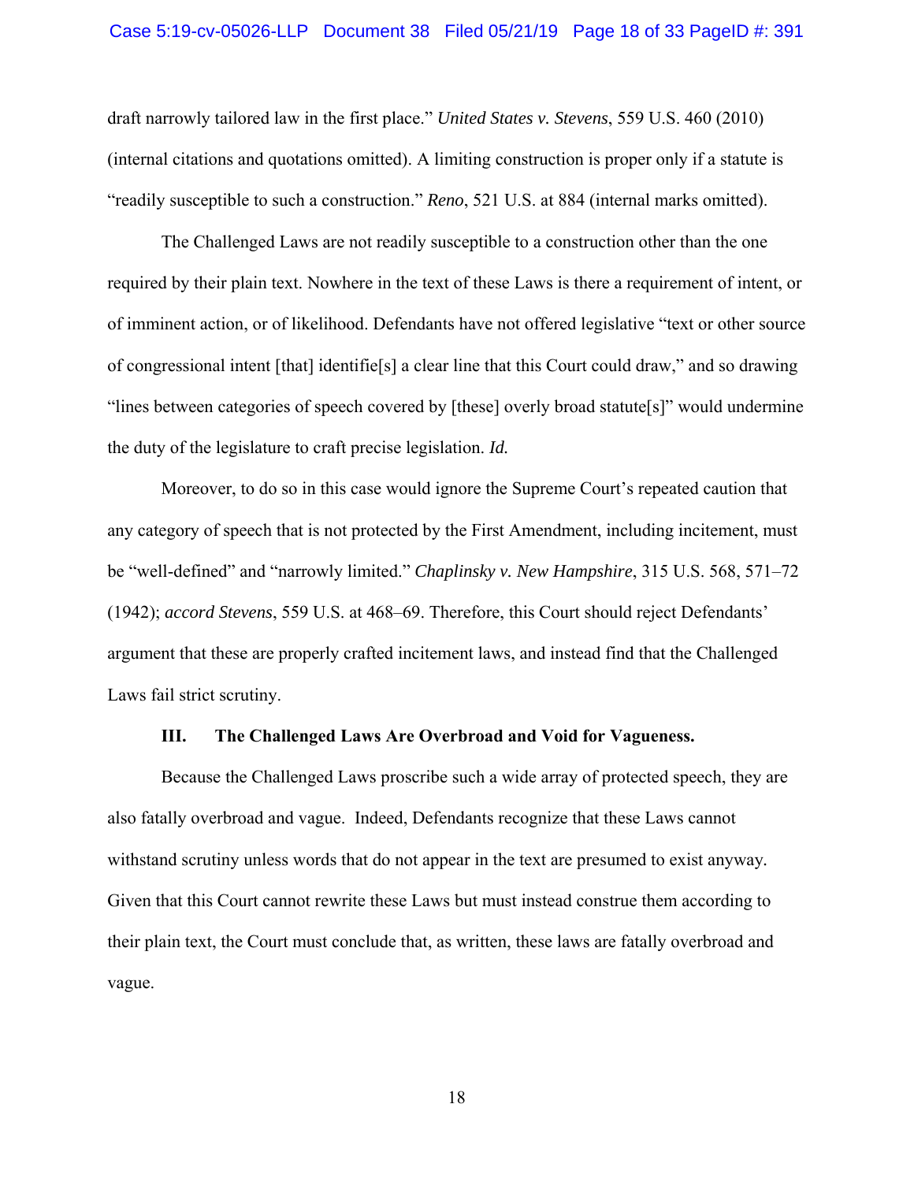draft narrowly tailored law in the first place." *United States v. Stevens*, 559 U.S. 460 (2010) (internal citations and quotations omitted). A limiting construction is proper only if a statute is "readily susceptible to such a construction." *Reno*, 521 U.S. at 884 (internal marks omitted).

The Challenged Laws are not readily susceptible to a construction other than the one required by their plain text. Nowhere in the text of these Laws is there a requirement of intent, or of imminent action, or of likelihood. Defendants have not offered legislative "text or other source of congressional intent [that] identifie[s] a clear line that this Court could draw," and so drawing "lines between categories of speech covered by [these] overly broad statute[s]" would undermine the duty of the legislature to craft precise legislation. *Id.*

Moreover, to do so in this case would ignore the Supreme Court's repeated caution that any category of speech that is not protected by the First Amendment, including incitement, must be "well-defined" and "narrowly limited." *Chaplinsky v. New Hampshire*, 315 U.S. 568, 571–72 (1942); *accord Stevens*, 559 U.S. at 468–69. Therefore, this Court should reject Defendants' argument that these are properly crafted incitement laws, and instead find that the Challenged Laws fail strict scrutiny.

### III. The Challenged Laws Are Overbroad and Void for Vagueness.

Because the Challenged Laws proscribe such a wide array of protected speech, they are also fatally overbroad and vague. Indeed, Defendants recognize that these Laws cannot withstand scrutiny unless words that do not appear in the text are presumed to exist anyway. Given that this Court cannot rewrite these Laws but must instead construe them according to their plain text, the Court must conclude that, as written, these laws are fatally overbroad and vague.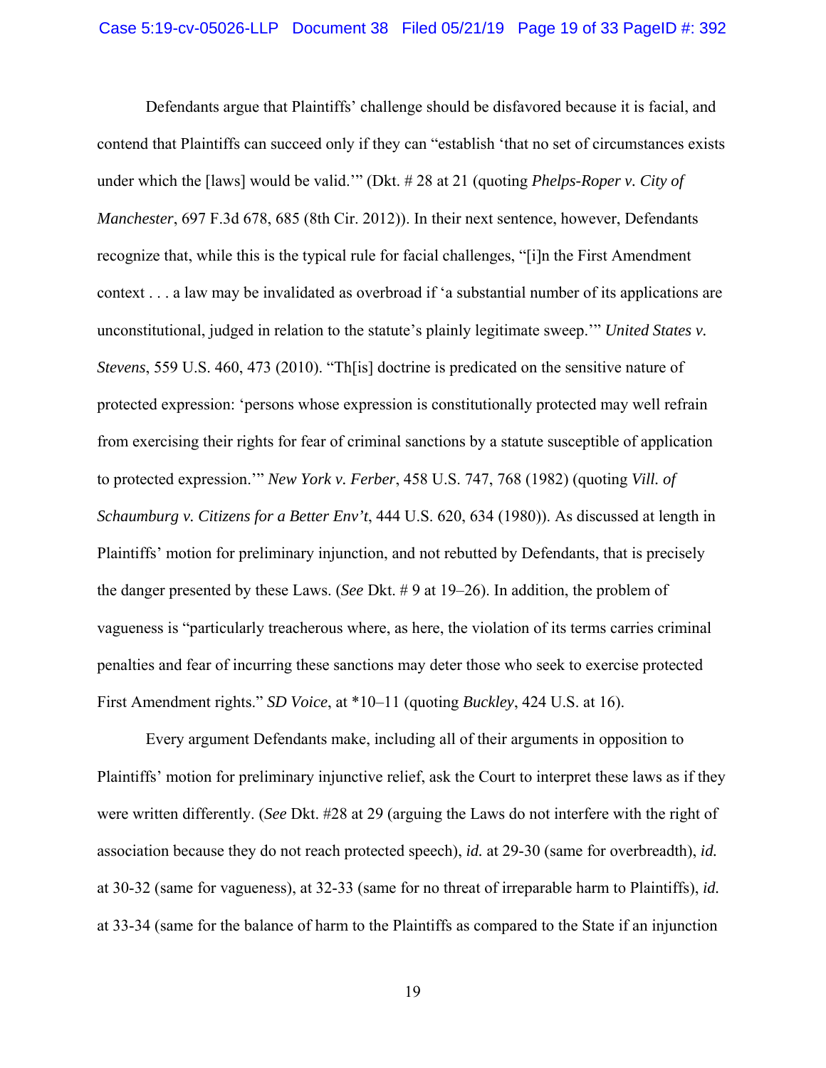Defendants argue that Plaintiffs' challenge should be disfavored because it is facial, and contend that Plaintiffs can succeed only if they can "establish 'that no set of circumstances exists under which the [laws] would be valid.'" (Dkt. # 28 at 21 (quoting *Phelps-Roper v. City of Manchester*, 697 F.3d 678, 685 (8th Cir. 2012)). In their next sentence, however, Defendants recognize that, while this is the typical rule for facial challenges, "[i]n the First Amendment context . . . a law may be invalidated as overbroad if 'a substantial number of its applications are unconstitutional, judged in relation to the statute's plainly legitimate sweep.'" *United States v. Stevens*, 559 U.S. 460, 473 (2010). "Th[is] doctrine is predicated on the sensitive nature of protected expression: 'persons whose expression is constitutionally protected may well refrain from exercising their rights for fear of criminal sanctions by a statute susceptible of application to protected expression.'" *New York v. Ferber*, 458 U.S. 747, 768 (1982) (quoting *Vill. of Schaumburg v. Citizens for a Better Env't*, 444 U.S. 620, 634 (1980)). As discussed at length in Plaintiffs' motion for preliminary injunction, and not rebutted by Defendants, that is precisely the danger presented by these Laws. (*See* Dkt. # 9 at 19–26). In addition, the problem of vagueness is "particularly treacherous where, as here, the violation of its terms carries criminal penalties and fear of incurring these sanctions may deter those who seek to exercise protected First Amendment rights." *SD Voice*, at *10–11 (quoting *Buckley*, 424 U.S. at 16).

Every argument Defendants make, including all of their arguments in opposition to Plaintiffs' motion for preliminary injunctive relief, ask the Court to interpret these laws as if they were written differently. (*See* Dkt. #28 at 29 (arguing the Laws do not interfere with the right of association because they do not reach protected speech), *id.* at 29-30 (same for overbreadth), *id.* at 30-32 (same for vagueness), at 32-33 (same for no threat of irreparable harm to Plaintiffs), *id.* at 33-34 (same for the balance of harm to the Plaintiffs as compared to the State if an injunction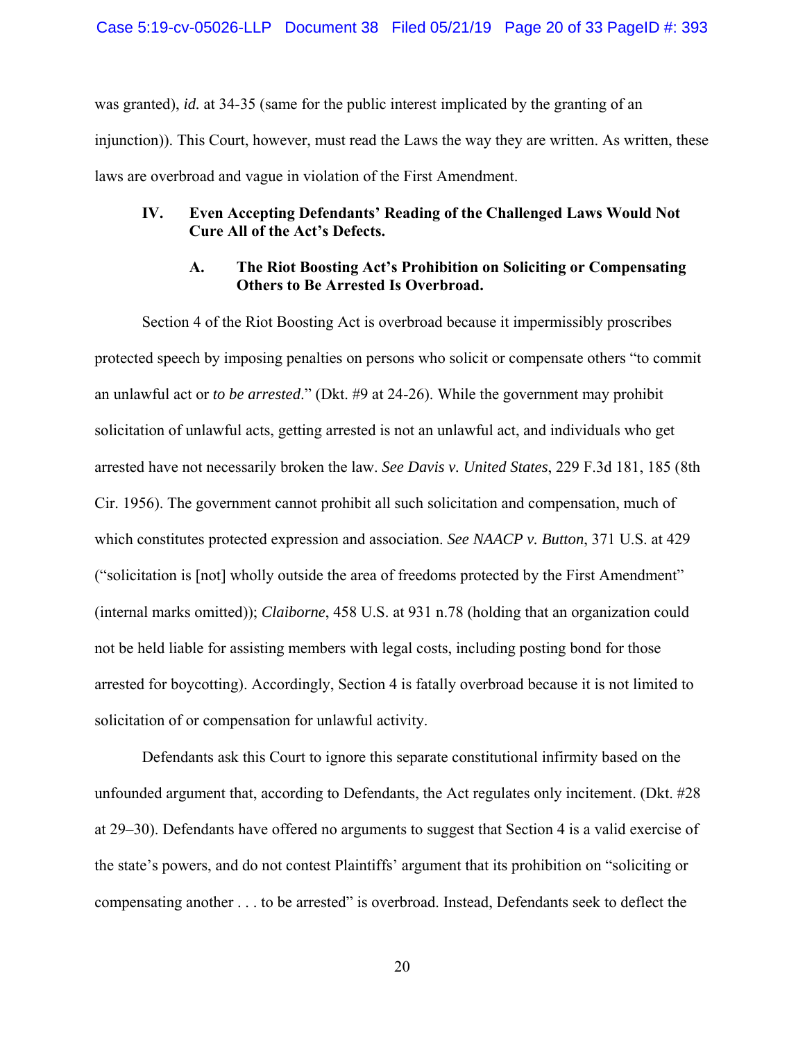was granted), *id.* at 34-35 (same for the public interest implicated by the granting of an injunction)). This Court, however, must read the Laws the way they are written. As written, these laws are overbroad and vague in violation of the First Amendment.

## IV. Even Accepting Defendants' Reading of the Challenged Laws Would Not Cure All of the Act's Defects.

### A. The Riot Boosting Act's Prohibition on Soliciting or Compensating Others to Be Arrested Is Overbroad.

Section 4 of the Riot Boosting Act is overbroad because it impermissibly proscribes protected speech by imposing penalties on persons who solicit or compensate others "to commit an unlawful act or *to be arrested*." (Dkt. #9 at 24-26). While the government may prohibit solicitation of unlawful acts, getting arrested is not an unlawful act, and individuals who get arrested have not necessarily broken the law. *See Davis v. United States*, 229 F.3d 181, 185 (8th Cir. 1956). The government cannot prohibit all such solicitation and compensation, much of which constitutes protected expression and association. *See NAACP v. Button*, 371 U.S. at 429 ("solicitation is [not] wholly outside the area of freedoms protected by the First Amendment" (internal marks omitted)); *Claiborne*, 458 U.S. at 931 n.78 (holding that an organization could not be held liable for assisting members with legal costs, including posting bond for those arrested for boycotting). Accordingly, Section 4 is fatally overbroad because it is not limited to solicitation of or compensation for unlawful activity.

Defendants ask this Court to ignore this separate constitutional infirmity based on the unfounded argument that, according to Defendants, the Act regulates only incitement. (Dkt. #28 at 29–30). Defendants have offered no arguments to suggest that Section 4 is a valid exercise of the state's powers, and do not contest Plaintiffs' argument that its prohibition on "soliciting or compensating another . . . to be arrested" is overbroad. Instead, Defendants seek to deflect the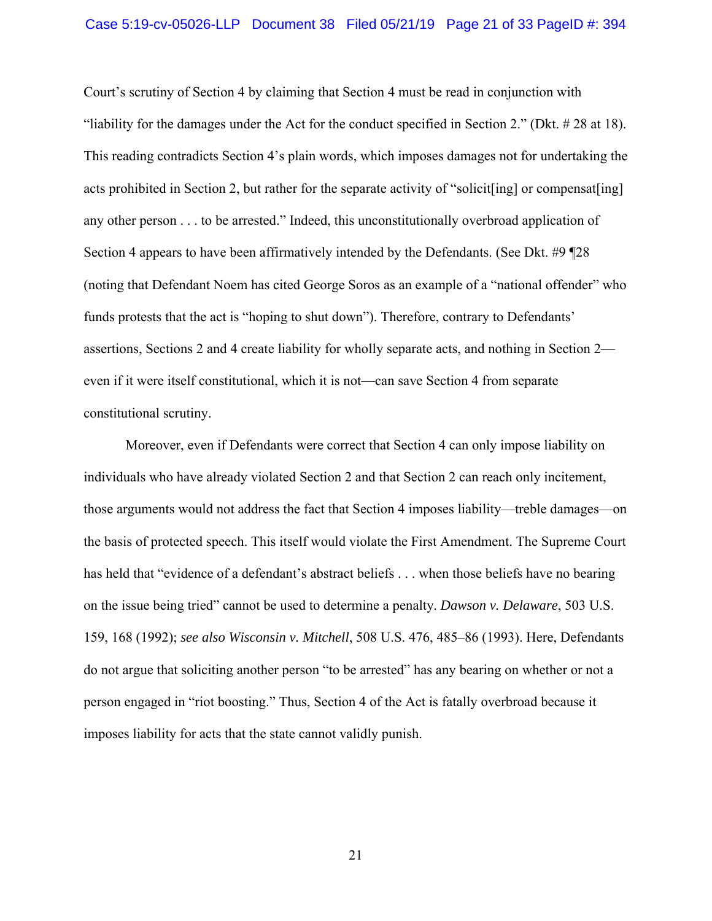Court's scrutiny of Section 4 by claiming that Section 4 must be read in conjunction with "liability for the damages under the Act for the conduct specified in Section 2." (Dkt. # 28 at 18). This reading contradicts Section 4's plain words, which imposes damages not for undertaking the acts prohibited in Section 2, but rather for the separate activity of "solicit[ing] or compensat[ing] any other person . . . to be arrested." Indeed, this unconstitutionally overbroad application of Section 4 appears to have been affirmatively intended by the Defendants. (See Dkt. #9 ¶28 (noting that Defendant Noem has cited George Soros as an example of a "national offender" who funds protests that the act is "hoping to shut down"). Therefore, contrary to Defendants' assertions, Sections 2 and 4 create liability for wholly separate acts, and nothing in Section 2—even if it were itself constitutional, which it is not—can save Section 4 from separate constitutional scrutiny.

Moreover, even if Defendants were correct that Section 4 can only impose liability on individuals who have already violated Section 2 and that Section 2 can reach only incitement, those arguments would not address the fact that Section 4 imposes liability—treble damages—on the basis of protected speech. This itself would violate the First Amendment. The Supreme Court has held that "evidence of a defendant's abstract beliefs . . . when those beliefs have no bearing on the issue being tried" cannot be used to determine a penalty. *Dawson v. Delaware*, 503 U.S. 159, 168 (1992); *see also Wisconsin v. Mitchell*, 508 U.S. 476, 485–86 (1993). Here, Defendants do not argue that soliciting another person "to be arrested" has any bearing on whether or not a person engaged in "riot boosting." Thus, Section 4 of the Act is fatally overbroad because it imposes liability for acts that the state cannot validly punish.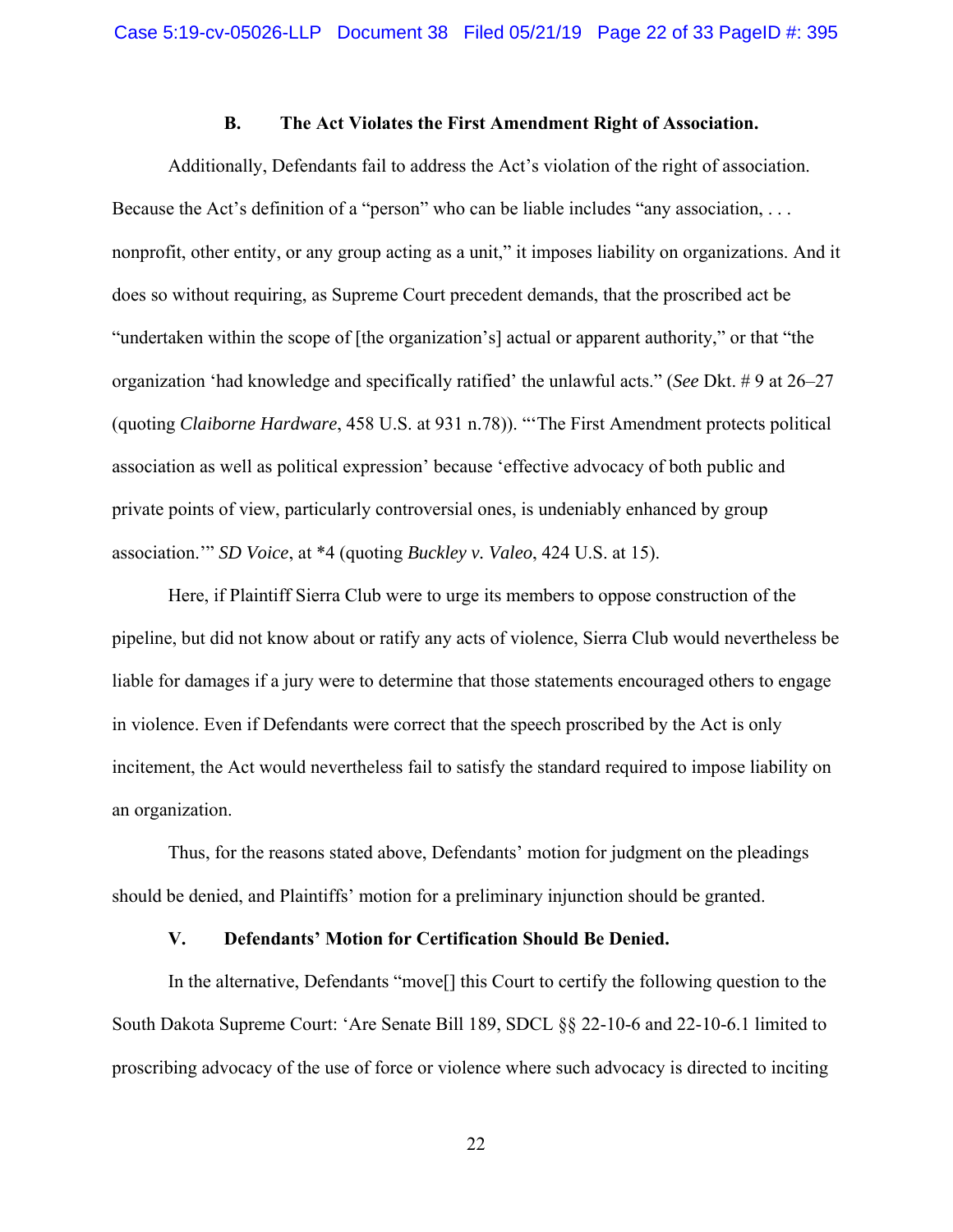### B. The Act Violates the First Amendment Right of Association.

Additionally, Defendants fail to address the Act's violation of the right of association. Because the Act's definition of a "person" who can be liable includes "any association, . . . nonprofit, other entity, or any group acting as a unit," it imposes liability on organizations. And it does so without requiring, as Supreme Court precedent demands, that the proscribed act be "undertaken within the scope of [the organization's] actual or apparent authority," or that "the organization 'had knowledge and specifically ratified' the unlawful acts." (*See* Dkt. # 9 at 26–27 (quoting *Claiborne Hardware*, 458 U.S. at 931 n.78)). "'The First Amendment protects political association as well as political expression' because 'effective advocacy of both public and private points of view, particularly controversial ones, is undeniably enhanced by group association.'" *SD Voice*, at *4 (quoting *Buckley v. Valeo*, 424 U.S. at 15).

Here, if Plaintiff Sierra Club were to urge its members to oppose construction of the pipeline, but did not know about or ratify any acts of violence, Sierra Club would nevertheless be liable for damages if a jury were to determine that those statements encouraged others to engage in violence. Even if Defendants were correct that the speech proscribed by the Act is only incitement, the Act would nevertheless fail to satisfy the standard required to impose liability on an organization.

Thus, for the reasons stated above, Defendants' motion for judgment on the pleadings should be denied, and Plaintiffs' motion for a preliminary injunction should be granted.

## V. Defendants' Motion for Certification Should Be Denied.

In the alternative, Defendants "move[] this Court to certify the following question to the South Dakota Supreme Court: 'Are Senate Bill 189, SDCL §§ 22-10-6 and 22-10-6.1 limited to proscribing advocacy of the use of force or violence where such advocacy is directed to inciting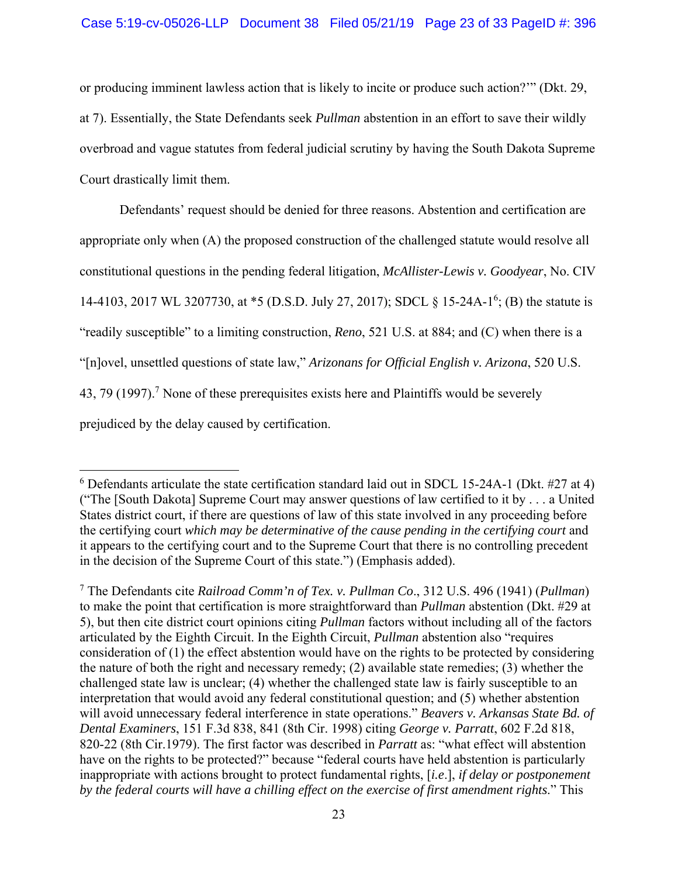or producing imminent lawless action that is likely to incite or produce such action?'" (Dkt. 29, at 7). Essentially, the State Defendants seek *Pullman* abstention in an effort to save their wildly overbroad and vague statutes from federal judicial scrutiny by having the South Dakota Supreme Court drastically limit them.

Defendants' request should be denied for three reasons. Abstention and certification are appropriate only when (A) the proposed construction of the challenged statute would resolve all constitutional questions in the pending federal litigation, *McAllister-Lewis v. Goodyear*, No. CIV 14-4103, 2017 WL 3207730, at *5 (D.S.D. July 27, 2017); SDCL § 15-24A-1[6]; (B) the statute is "readily susceptible" to a limiting construction, *Reno*, 521 U.S. at 884; and (C) when there is a "[n]ovel, unsettled questions of state law," *Arizonans for Official English v. Arizona*, 520 U.S. 43, 79 (1997).[7] None of these prerequisites exists here and Plaintiffs would be severely prejudiced by the delay caused by certification.

---

[6] Defendants articulate the state certification standard laid out in SDCL 15-24A-1 (Dkt. #27 at 4) ("The [South Dakota] Supreme Court may answer questions of law certified to it by . . . a United States district court, if there are questions of law of this state involved in any proceeding before the certifying court *which may be determinative of the cause pending in the certifying court* and it appears to the certifying court and to the Supreme Court that there is no controlling precedent in the decision of the Supreme Court of this state.") (Emphasis added).

[7] The Defendants cite *Railroad Comm'n of Tex. v. Pullman Co*., 312 U.S. 496 (1941) (*Pullman*) to make the point that certification is more straightforward than *Pullman* abstention (Dkt. #29 at 5), but then cite district court opinions citing *Pullman* factors without including all of the factors articulated by the Eighth Circuit. In the Eighth Circuit, *Pullman* abstention also "requires consideration of (1) the effect abstention would have on the rights to be protected by considering the nature of both the right and necessary remedy; (2) available state remedies; (3) whether the challenged state law is unclear; (4) whether the challenged state law is fairly susceptible to an interpretation that would avoid any federal constitutional question; and (5) whether abstention will avoid unnecessary federal interference in state operations." *Beavers v. Arkansas State Bd. of Dental Examiners*, 151 F.3d 838, 841 (8th Cir. 1998) citing *George v. Parratt*, 602 F.2d 818, 820-22 (8th Cir.1979). The first factor was described in *Parratt* as: "what effect will abstention have on the rights to be protected?" because "federal courts have held abstention is particularly inappropriate with actions brought to protect fundamental rights, [*i.e*.], *if delay or postponement by the federal courts will have a chilling effect on the exercise of first amendment rights*." This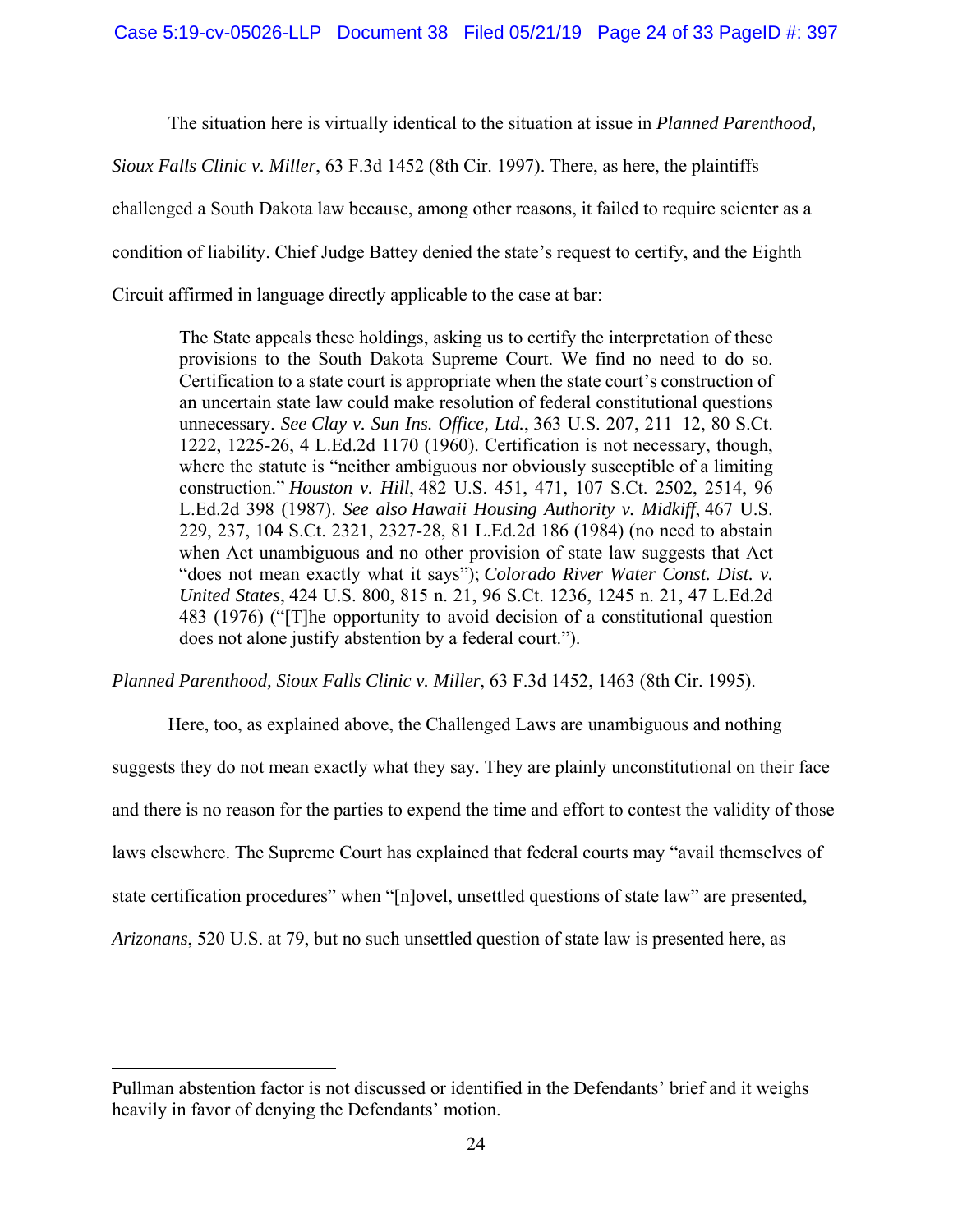The situation here is virtually identical to the situation at issue in *Planned Parenthood, Sioux Falls Clinic v. Miller*, 63 F.3d 1452 (8th Cir. 1997). There, as here, the plaintiffs challenged a South Dakota law because, among other reasons, it failed to require scienter as a condition of liability. Chief Judge Battey denied the state's request to certify, and the Eighth Circuit affirmed in language directly applicable to the case at bar:

> The State appeals these holdings, asking us to certify the interpretation of these provisions to the South Dakota Supreme Court. We find no need to do so. Certification to a state court is appropriate when the state court's construction of an uncertain state law could make resolution of federal constitutional questions unnecessary. *See Clay v. Sun Ins. Office, Ltd.*, 363 U.S. 207, 211–12, 80 S.Ct. 1222, 1225-26, 4 L.Ed.2d 1170 (1960). Certification is not necessary, though, where the statute is "neither ambiguous nor obviously susceptible of a limiting construction." *Houston v. Hill*, 482 U.S. 451, 471, 107 S.Ct. 2502, 2514, 96 L.Ed.2d 398 (1987). *See also Hawaii Housing Authority v. Midkiff*, 467 U.S. 229, 237, 104 S.Ct. 2321, 2327-28, 81 L.Ed.2d 186 (1984) (no need to abstain when Act unambiguous and no other provision of state law suggests that Act "does not mean exactly what it says"); *Colorado River Water Const. Dist. v. United States*, 424 U.S. 800, 815 n. 21, 96 S.Ct. 1236, 1245 n. 21, 47 L.Ed.2d 483 (1976) ("[T]he opportunity to avoid decision of a constitutional question does not alone justify abstention by a federal court.").

*Planned Parenthood, Sioux Falls Clinic v. Miller*, 63 F.3d 1452, 1463 (8th Cir. 1995).

Here, too, as explained above, the Challenged Laws are unambiguous and nothing suggests they do not mean exactly what they say. They are plainly unconstitutional on their face and there is no reason for the parties to expend the time and effort to contest the validity of those laws elsewhere. The Supreme Court has explained that federal courts may "avail themselves of state certification procedures" when "[n]ovel, unsettled questions of state law" are presented, *Arizonans*, 520 U.S. at 79, but no such unsettled question of state law is presented here, as

---

Pullman abstention factor is not discussed or identified in the Defendants' brief and it weighs heavily in favor of denying the Defendants' motion.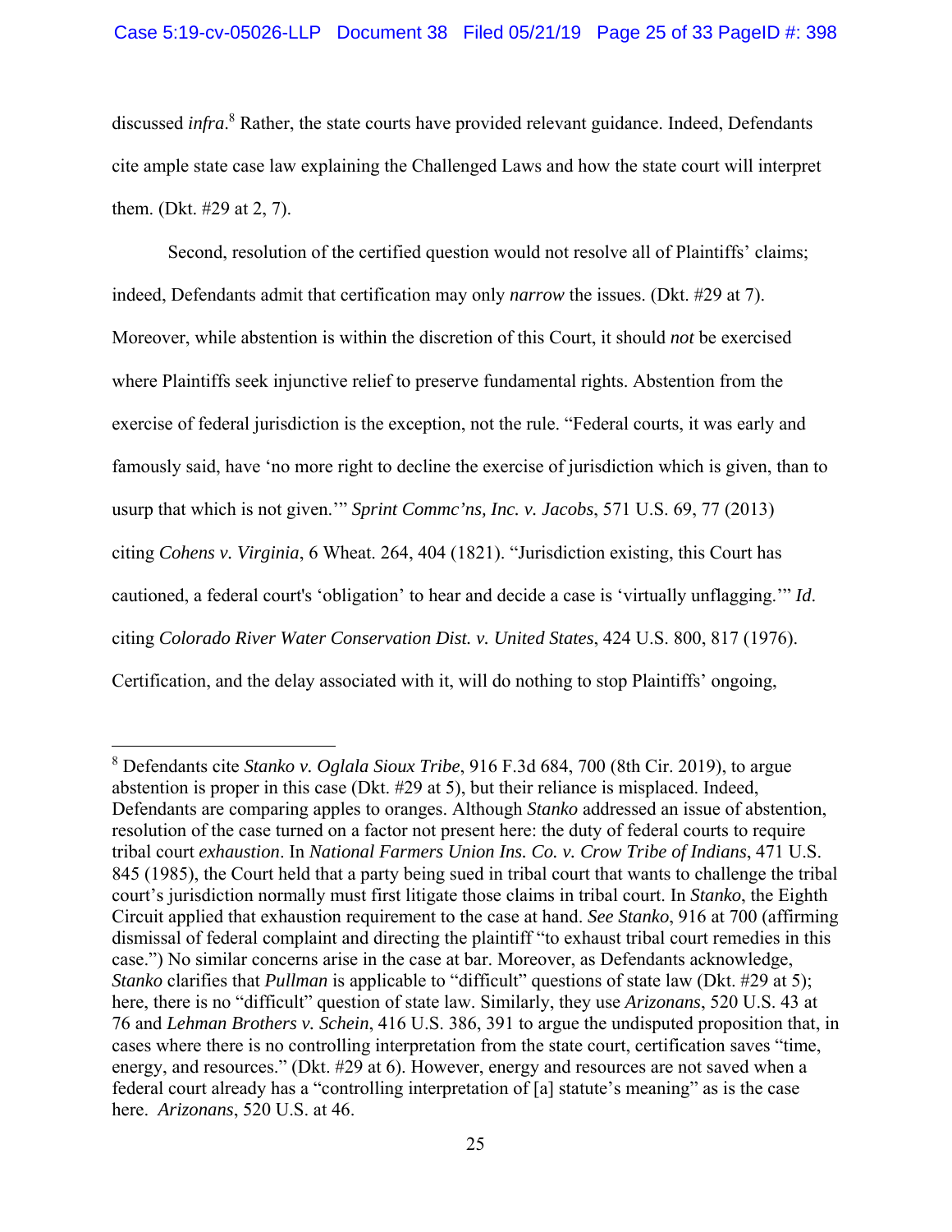discussed *infra*.[8] Rather, the state courts have provided relevant guidance. Indeed, Defendants cite ample state case law explaining the Challenged Laws and how the state court will interpret them. (Dkt. #29 at 2, 7).

Second, resolution of the certified question would not resolve all of Plaintiffs' claims; indeed, Defendants admit that certification may only *narrow* the issues. (Dkt. #29 at 7). Moreover, while abstention is within the discretion of this Court, it should *not* be exercised where Plaintiffs seek injunctive relief to preserve fundamental rights. Abstention from the exercise of federal jurisdiction is the exception, not the rule. "Federal courts, it was early and famously said, have 'no more right to decline the exercise of jurisdiction which is given, than to usurp that which is not given.'" *Sprint Commc'ns, Inc. v. Jacobs*, 571 U.S. 69, 77 (2013) citing *Cohens v. Virginia*, 6 Wheat. 264, 404 (1821). "Jurisdiction existing, this Court has cautioned, a federal court's 'obligation' to hear and decide a case is 'virtually unflagging.'" *Id*. citing *Colorado River Water Conservation Dist. v. United States*, 424 U.S. 800, 817 (1976). Certification, and the delay associated with it, will do nothing to stop Plaintiffs' ongoing,

---

[8] Defendants cite *Stanko v. Oglala Sioux Tribe*, 916 F.3d 684, 700 (8th Cir. 2019), to argue abstention is proper in this case (Dkt. #29 at 5), but their reliance is misplaced. Indeed, Defendants are comparing apples to oranges. Although *Stanko* addressed an issue of abstention, resolution of the case turned on a factor not present here: the duty of federal courts to require tribal court *exhaustion*. In *National Farmers Union Ins. Co. v. Crow Tribe of Indians*, 471 U.S. 845 (1985), the Court held that a party being sued in tribal court that wants to challenge the tribal court's jurisdiction normally must first litigate those claims in tribal court. In *Stanko*, the Eighth Circuit applied that exhaustion requirement to the case at hand. *See Stanko*, 916 at 700 (affirming dismissal of federal complaint and directing the plaintiff "to exhaust tribal court remedies in this case.") No similar concerns arise in the case at bar. Moreover, as Defendants acknowledge, *Stanko* clarifies that *Pullman* is applicable to "difficult" questions of state law (Dkt. #29 at 5); here, there is no "difficult" question of state law. Similarly, they use *Arizonans*, 520 U.S. 43 at 76 and *Lehman Brothers v. Schein*, 416 U.S. 386, 391 to argue the undisputed proposition that, in cases where there is no controlling interpretation from the state court, certification saves "time, energy, and resources." (Dkt. #29 at 6). However, energy and resources are not saved when a federal court already has a "controlling interpretation of [a] statute's meaning" as is the case here. *Arizonans*, 520 U.S. at 46.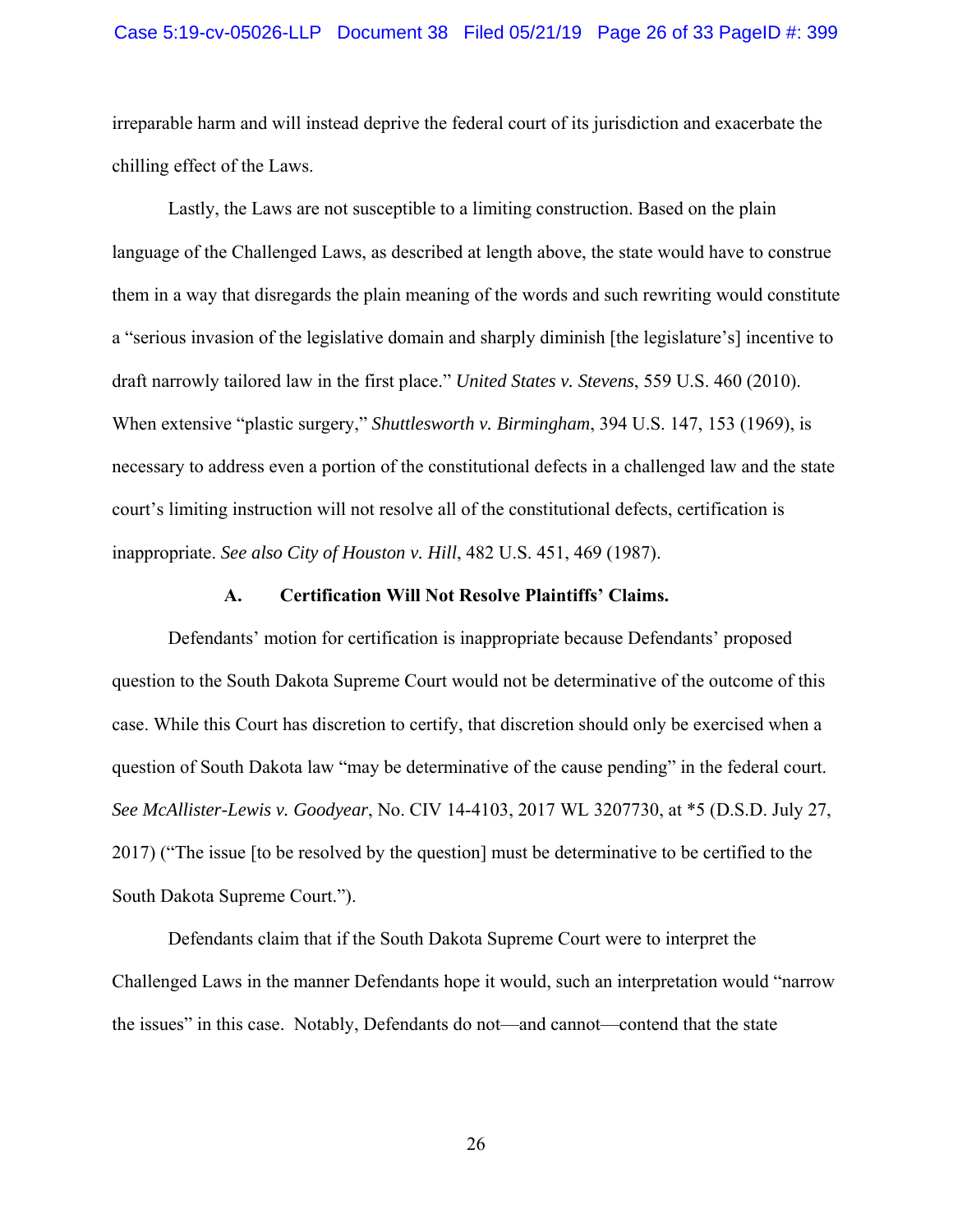irreparable harm and will instead deprive the federal court of its jurisdiction and exacerbate the chilling effect of the Laws.

Lastly, the Laws are not susceptible to a limiting construction. Based on the plain language of the Challenged Laws, as described at length above, the state would have to construe them in a way that disregards the plain meaning of the words and such rewriting would constitute a "serious invasion of the legislative domain and sharply diminish [the legislature's] incentive to draft narrowly tailored law in the first place." *United States v. Stevens*, 559 U.S. 460 (2010). When extensive "plastic surgery," *Shuttlesworth v. Birmingham*, 394 U.S. 147, 153 (1969), is necessary to address even a portion of the constitutional defects in a challenged law and the state court's limiting instruction will not resolve all of the constitutional defects, certification is inappropriate. *See also City of Houston v. Hill*, 482 U.S. 451, 469 (1987).

### A. Certification Will Not Resolve Plaintiffs' Claims.

Defendants' motion for certification is inappropriate because Defendants' proposed question to the South Dakota Supreme Court would not be determinative of the outcome of this case. While this Court has discretion to certify, that discretion should only be exercised when a question of South Dakota law "may be determinative of the cause pending" in the federal court. *See McAllister-Lewis v. Goodyear*, No. CIV 14-4103, 2017 WL 3207730, at *5 (D.S.D. July 27, 2017) ("The issue [to be resolved by the question] must be determinative to be certified to the South Dakota Supreme Court.").

Defendants claim that if the South Dakota Supreme Court were to interpret the Challenged Laws in the manner Defendants hope it would, such an interpretation would "narrow the issues" in this case. Notably, Defendants do not—and cannot—contend that the state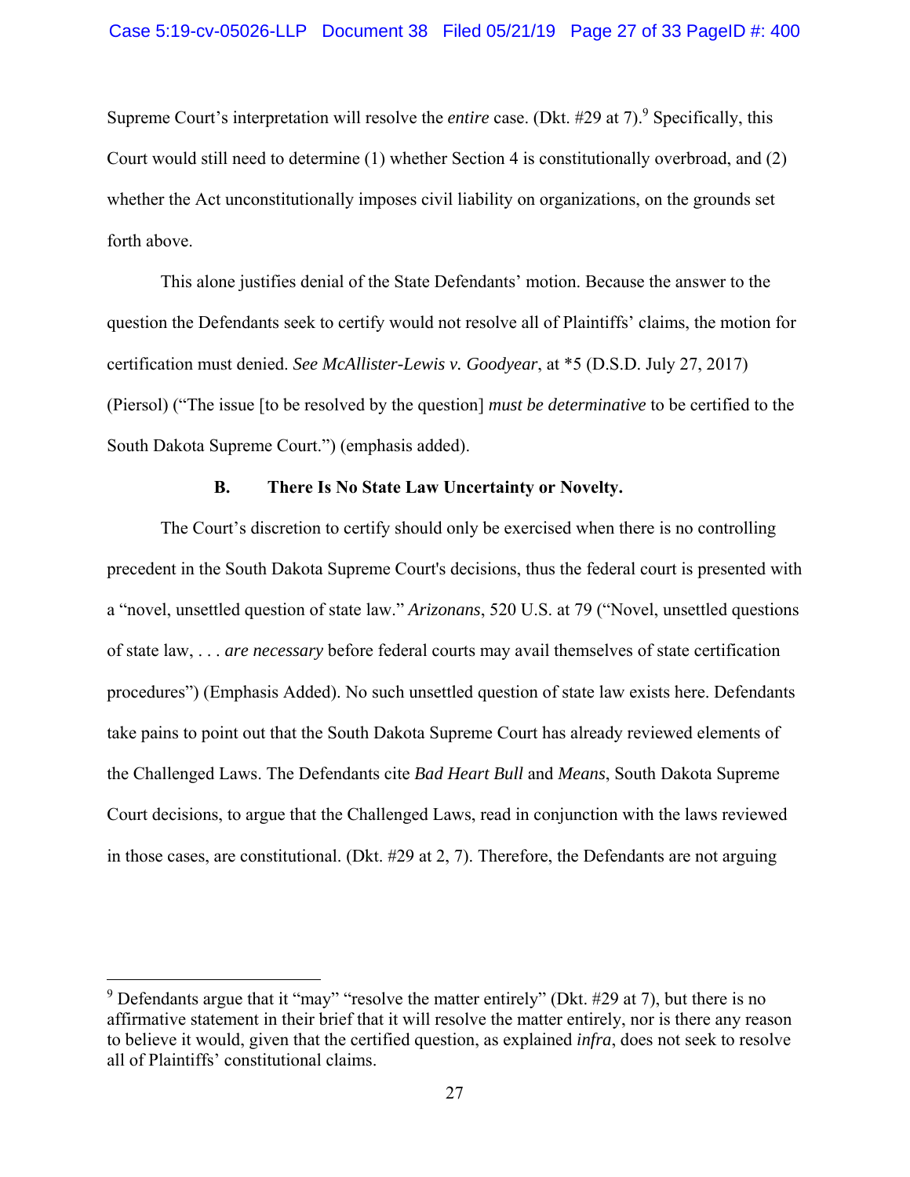Supreme Court's interpretation will resolve the *entire* case. (Dkt. #29 at 7).[9] Specifically, this Court would still need to determine (1) whether Section 4 is constitutionally overbroad, and (2) whether the Act unconstitutionally imposes civil liability on organizations, on the grounds set forth above.

This alone justifies denial of the State Defendants' motion. Because the answer to the question the Defendants seek to certify would not resolve all of Plaintiffs' claims, the motion for certification must denied. *See McAllister-Lewis v. Goodyear*, at *5 (D.S.D. July 27, 2017) (Piersol) ("The issue [to be resolved by the question] *must be determinative* to be certified to the South Dakota Supreme Court.") (emphasis added).

### B. There Is No State Law Uncertainty or Novelty.

The Court's discretion to certify should only be exercised when there is no controlling precedent in the South Dakota Supreme Court's decisions, thus the federal court is presented with a "novel, unsettled question of state law." *Arizonans*, 520 U.S. at 79 ("Novel, unsettled questions of state law, . . . *are necessary* before federal courts may avail themselves of state certification procedures") (Emphasis Added). No such unsettled question of state law exists here. Defendants take pains to point out that the South Dakota Supreme Court has already reviewed elements of the Challenged Laws. The Defendants cite *Bad Heart Bull* and *Means*, South Dakota Supreme Court decisions, to argue that the Challenged Laws, read in conjunction with the laws reviewed in those cases, are constitutional. (Dkt. #29 at 2, 7). Therefore, the Defendants are not arguing

---

[9] Defendants argue that it "may" "resolve the matter entirely" (Dkt. #29 at 7), but there is no affirmative statement in their brief that it will resolve the matter entirely, nor is there any reason to believe it would, given that the certified question, as explained *infra*, does not seek to resolve all of Plaintiffs' constitutional claims.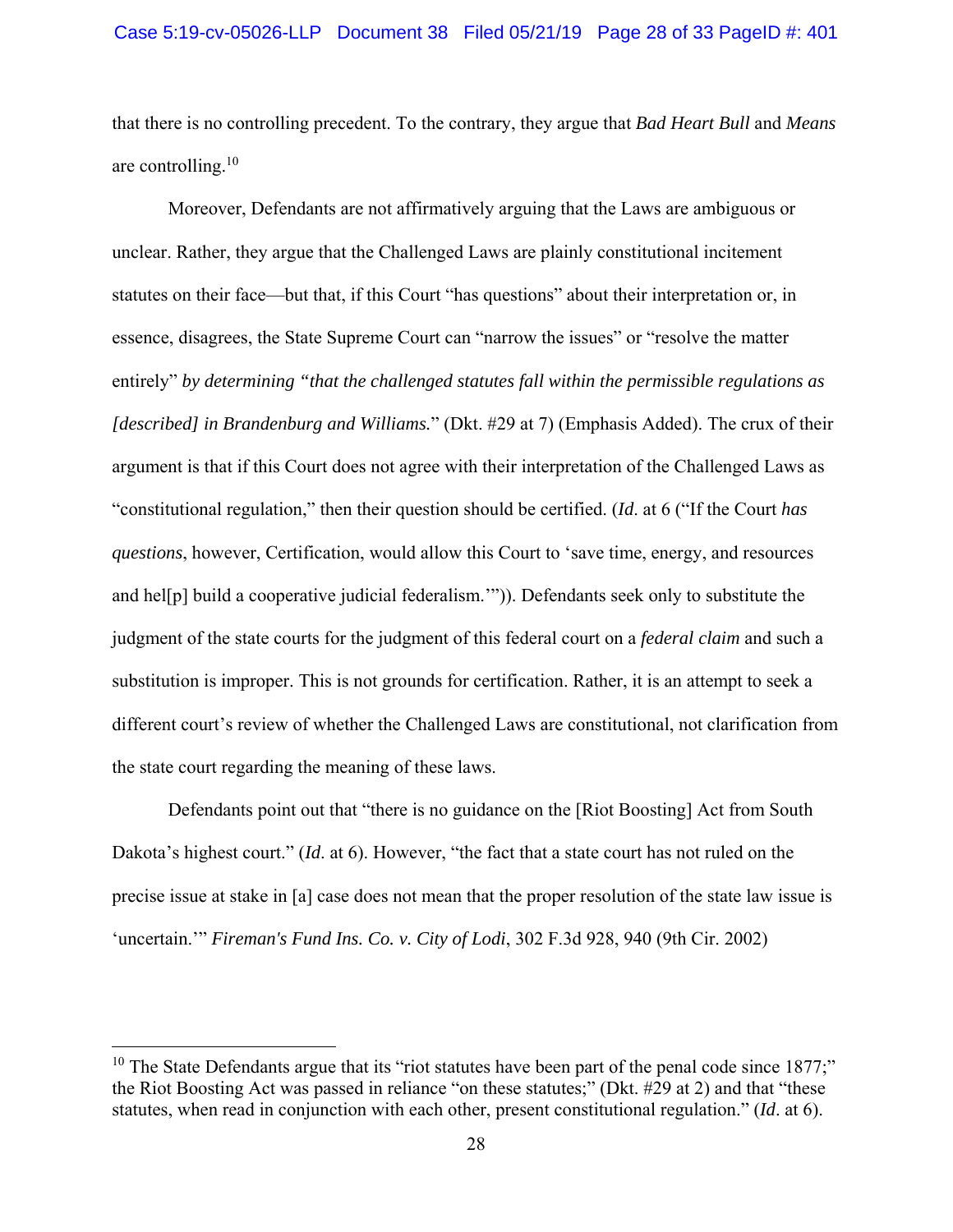that there is no controlling precedent. To the contrary, they argue that *Bad Heart Bull* and *Means* are controlling.[10]

Moreover, Defendants are not affirmatively arguing that the Laws are ambiguous or unclear. Rather, they argue that the Challenged Laws are plainly constitutional incitement statutes on their face—but that, if this Court "has questions" about their interpretation or, in essence, disagrees, the State Supreme Court can "narrow the issues" or "resolve the matter entirely" *by determining "that the challenged statutes fall within the permissible regulations as [described] in Brandenburg and Williams.*" (Dkt. #29 at 7) (Emphasis Added). The crux of their argument is that if this Court does not agree with their interpretation of the Challenged Laws as "constitutional regulation," then their question should be certified. (*Id*. at 6 ("If the Court *has questions*, however, Certification, would allow this Court to 'save time, energy, and resources and hel[p] build a cooperative judicial federalism.'")). Defendants seek only to substitute the judgment of the state courts for the judgment of this federal court on a *federal claim* and such a substitution is improper. This is not grounds for certification. Rather, it is an attempt to seek a different court's review of whether the Challenged Laws are constitutional, not clarification from the state court regarding the meaning of these laws.

Defendants point out that "there is no guidance on the [Riot Boosting] Act from South Dakota's highest court." (*Id*. at 6). However, "the fact that a state court has not ruled on the precise issue at stake in [a] case does not mean that the proper resolution of the state law issue is 'uncertain.'" *Fireman's Fund Ins. Co. v. City of Lodi*, 302 F.3d 928, 940 (9th Cir. 2002)

---

[10] The State Defendants argue that its "riot statutes have been part of the penal code since 1877;" the Riot Boosting Act was passed in reliance "on these statutes;" (Dkt. #29 at 2) and that "these statutes, when read in conjunction with each other, present constitutional regulation." (*Id*. at 6).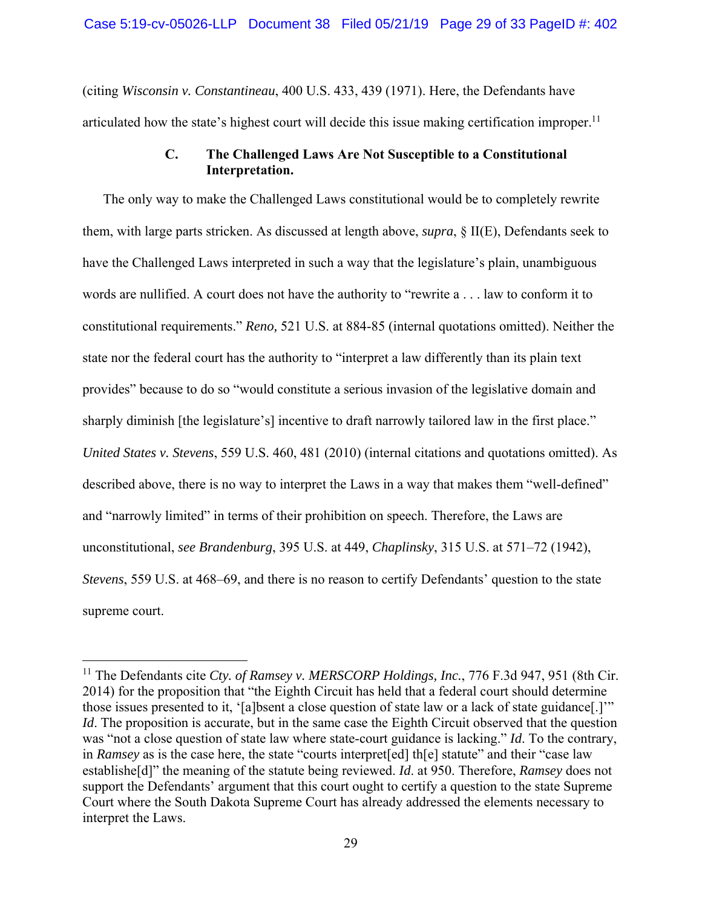(citing *Wisconsin v. Constantineau*, 400 U.S. 433, 439 (1971). Here, the Defendants have articulated how the state's highest court will decide this issue making certification improper.[11]

### C. The Challenged Laws Are Not Susceptible to a Constitutional Interpretation.

The only way to make the Challenged Laws constitutional would be to completely rewrite them, with large parts stricken. As discussed at length above, *supra*, § II(E), Defendants seek to have the Challenged Laws interpreted in such a way that the legislature's plain, unambiguous words are nullified. A court does not have the authority to "rewrite a . . . law to conform it to constitutional requirements." *Reno,* 521 U.S. at 884-85 (internal quotations omitted). Neither the state nor the federal court has the authority to "interpret a law differently than its plain text provides" because to do so "would constitute a serious invasion of the legislative domain and sharply diminish [the legislature's] incentive to draft narrowly tailored law in the first place." *United States v. Stevens*, 559 U.S. 460, 481 (2010) (internal citations and quotations omitted). As described above, there is no way to interpret the Laws in a way that makes them "well-defined" and "narrowly limited" in terms of their prohibition on speech. Therefore, the Laws are unconstitutional, *see Brandenburg*, 395 U.S. at 449, *Chaplinsky*, 315 U.S. at 571–72 (1942), *Stevens*, 559 U.S. at 468–69, and there is no reason to certify Defendants' question to the state supreme court.

---

[11] The Defendants cite *Cty. of Ramsey v. MERSCORP Holdings, Inc.*, 776 F.3d 947, 951 (8th Cir. 2014) for the proposition that "the Eighth Circuit has held that a federal court should determine those issues presented to it, '[a]bsent a close question of state law or a lack of state guidance[.]'" *Id*. The proposition is accurate, but in the same case the Eighth Circuit observed that the question was "not a close question of state law where state-court guidance is lacking." *Id*. To the contrary, in *Ramsey* as is the case here, the state "courts interpret[ed] th[e] statute" and their "case law establishe[d]" the meaning of the statute being reviewed. *Id*. at 950. Therefore, *Ramsey* does not support the Defendants' argument that this court ought to certify a question to the state Supreme Court where the South Dakota Supreme Court has already addressed the elements necessary to interpret the Laws.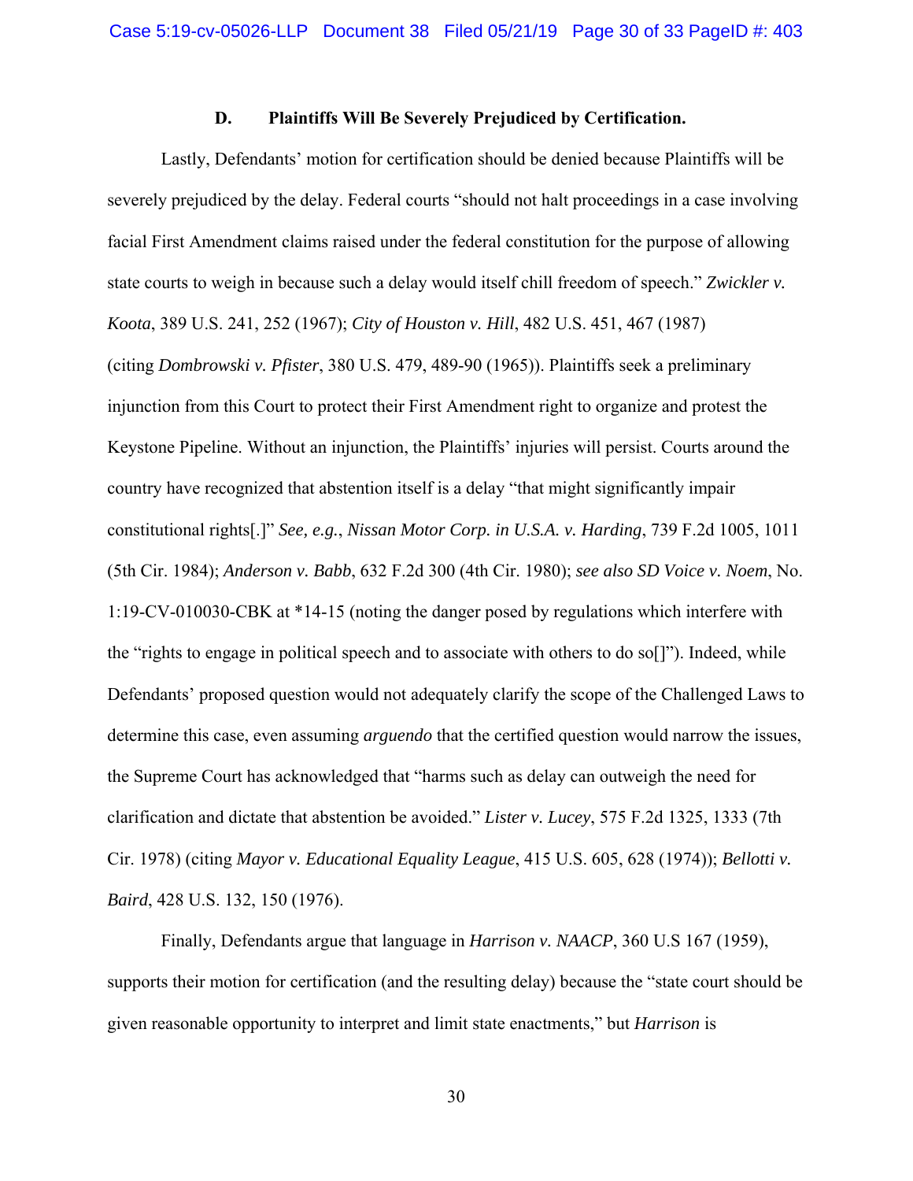### D. Plaintiffs Will Be Severely Prejudiced by Certification.

Lastly, Defendants' motion for certification should be denied because Plaintiffs will be severely prejudiced by the delay. Federal courts "should not halt proceedings in a case involving facial First Amendment claims raised under the federal constitution for the purpose of allowing state courts to weigh in because such a delay would itself chill freedom of speech." *Zwickler v. Koota*, 389 U.S. 241, 252 (1967); *City of Houston v. Hill*, 482 U.S. 451, 467 (1987) (citing *Dombrowski v. Pfister*, 380 U.S. 479, 489-90 (1965)). Plaintiffs seek a preliminary injunction from this Court to protect their First Amendment right to organize and protest the Keystone Pipeline. Without an injunction, the Plaintiffs' injuries will persist. Courts around the country have recognized that abstention itself is a delay "that might significantly impair constitutional rights[.]" *See, e.g.*, *Nissan Motor Corp. in U.S.A. v. Harding*, 739 F.2d 1005, 1011 (5th Cir. 1984); *Anderson v. Babb*, 632 F.2d 300 (4th Cir. 1980); *see also SD Voice v. Noem*, No. 1:19-CV-010030-CBK at *14-15 (noting the danger posed by regulations which interfere with the "rights to engage in political speech and to associate with others to do so[]"). Indeed, while Defendants' proposed question would not adequately clarify the scope of the Challenged Laws to determine this case, even assuming *arguendo* that the certified question would narrow the issues, the Supreme Court has acknowledged that "harms such as delay can outweigh the need for clarification and dictate that abstention be avoided." *Lister v. Lucey*, 575 F.2d 1325, 1333 (7th Cir. 1978) (citing *Mayor v. Educational Equality League*, 415 U.S. 605, 628 (1974)); *Bellotti v. Baird*, 428 U.S. 132, 150 (1976).

Finally, Defendants argue that language in *Harrison v. NAACP*, 360 U.S 167 (1959), supports their motion for certification (and the resulting delay) because the "state court should be given reasonable opportunity to interpret and limit state enactments," but *Harrison* is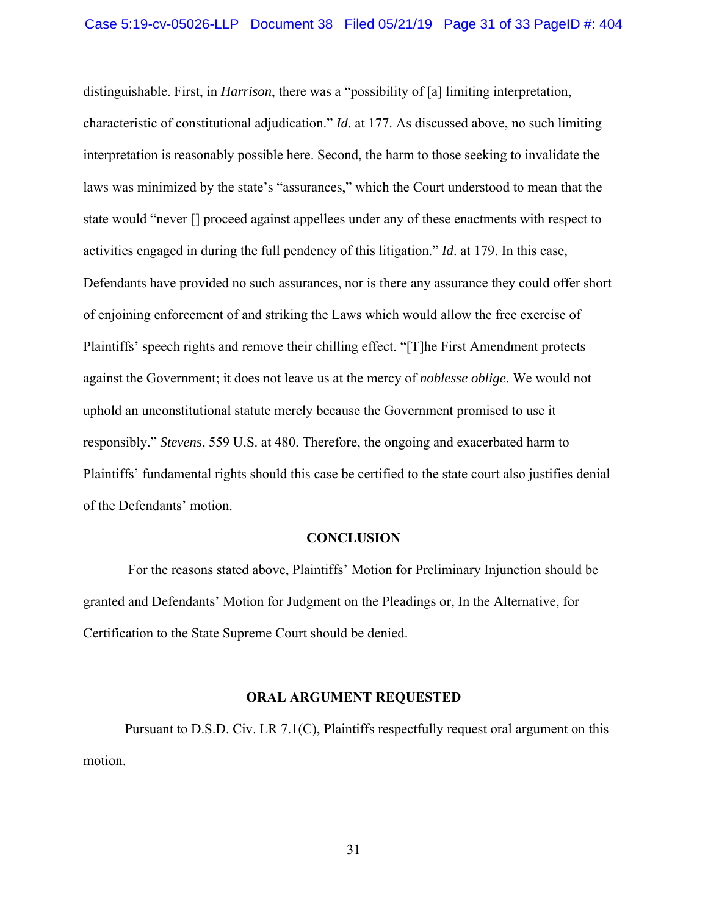distinguishable. First, in *Harrison*, there was a "possibility of [a] limiting interpretation, characteristic of constitutional adjudication." *Id*. at 177. As discussed above, no such limiting interpretation is reasonably possible here. Second, the harm to those seeking to invalidate the laws was minimized by the state's "assurances," which the Court understood to mean that the state would "never [] proceed against appellees under any of these enactments with respect to activities engaged in during the full pendency of this litigation." *Id*. at 179. In this case, Defendants have provided no such assurances, nor is there any assurance they could offer short of enjoining enforcement of and striking the Laws which would allow the free exercise of Plaintiffs' speech rights and remove their chilling effect. "[T]he First Amendment protects against the Government; it does not leave us at the mercy of *noblesse oblige*. We would not uphold an unconstitutional statute merely because the Government promised to use it responsibly." *Stevens*, 559 U.S. at 480. Therefore, the ongoing and exacerbated harm to Plaintiffs' fundamental rights should this case be certified to the state court also justifies denial of the Defendants' motion.

## CONCLUSION

For the reasons stated above, Plaintiffs' Motion for Preliminary Injunction should be granted and Defendants' Motion for Judgment on the Pleadings or, In the Alternative, for Certification to the State Supreme Court should be denied.

## ORAL ARGUMENT REQUESTED

Pursuant to D.S.D. Civ. LR 7.1(C), Plaintiffs respectfully request oral argument on this motion.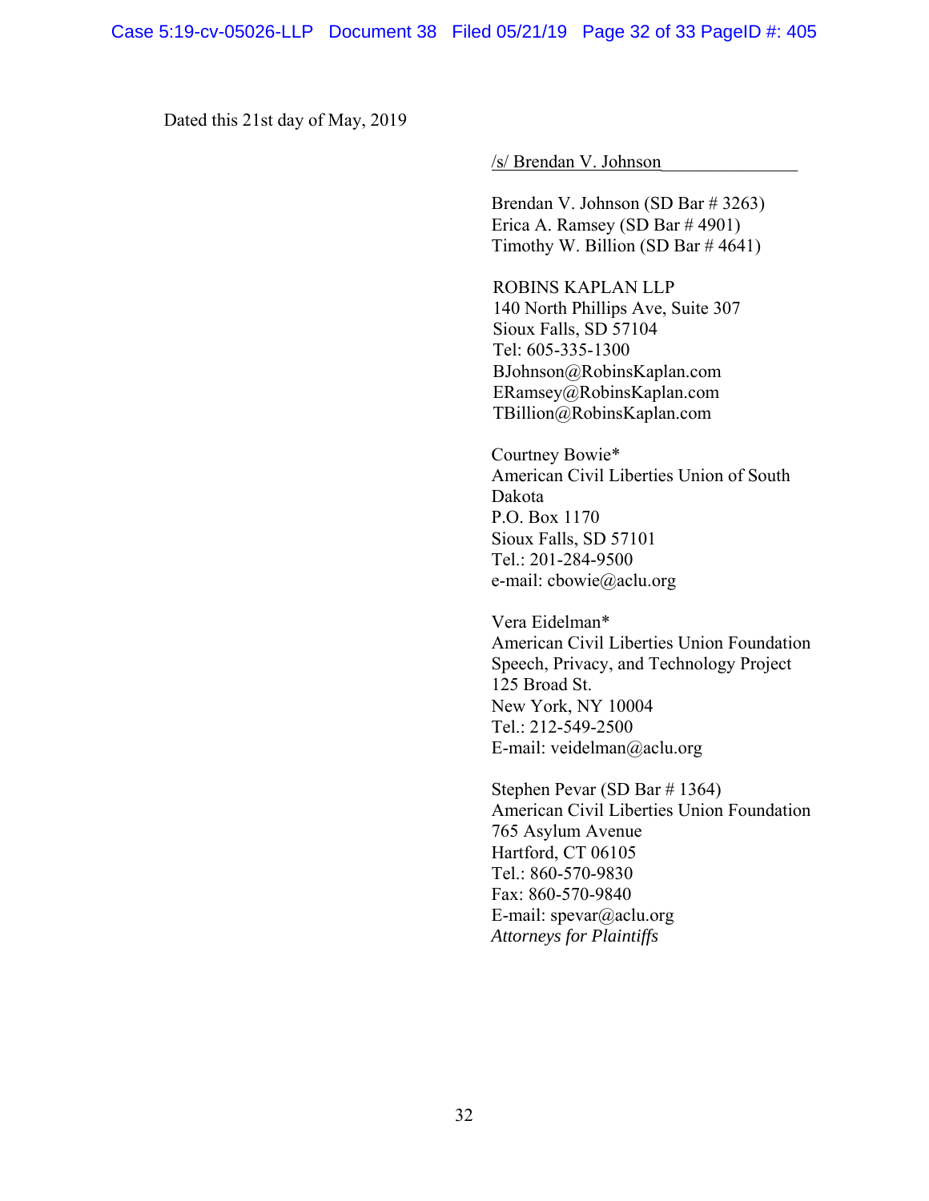Dated this 21st day of May, 2019

/s/ Brendan V. Johnson

Brendan V. Johnson (SD Bar # 3263)
Erica A. Ramsey (SD Bar # 4901)
Timothy W. Billion (SD Bar # 4641)

ROBINS KAPLAN LLP
140 North Phillips Ave, Suite 307
Sioux Falls, SD 57104
Tel: 605-335-1300
BJohnson@RobinsKaplan.com
ERamsey@RobinsKaplan.com
TBillion@RobinsKaplan.com

Courtney Bowie*
American Civil Liberties Union of South Dakota
P.O. Box 1170
Sioux Falls, SD 57101
Tel.: 201-284-9500
e-mail: cbowie@aclu.org

Vera Eidelman*
American Civil Liberties Union Foundation
Speech, Privacy, and Technology Project
125 Broad St.
New York, NY 10004
Tel.: 212-549-2500
E-mail: veidelman@aclu.org

Stephen Pevar (SD Bar # 1364)
American Civil Liberties Union Foundation
765 Asylum Avenue
Hartford, CT 06105
Tel.: 860-570-9830
Fax: 860-570-9840
E-mail: spevar@aclu.org
*Attorneys for Plaintiffs*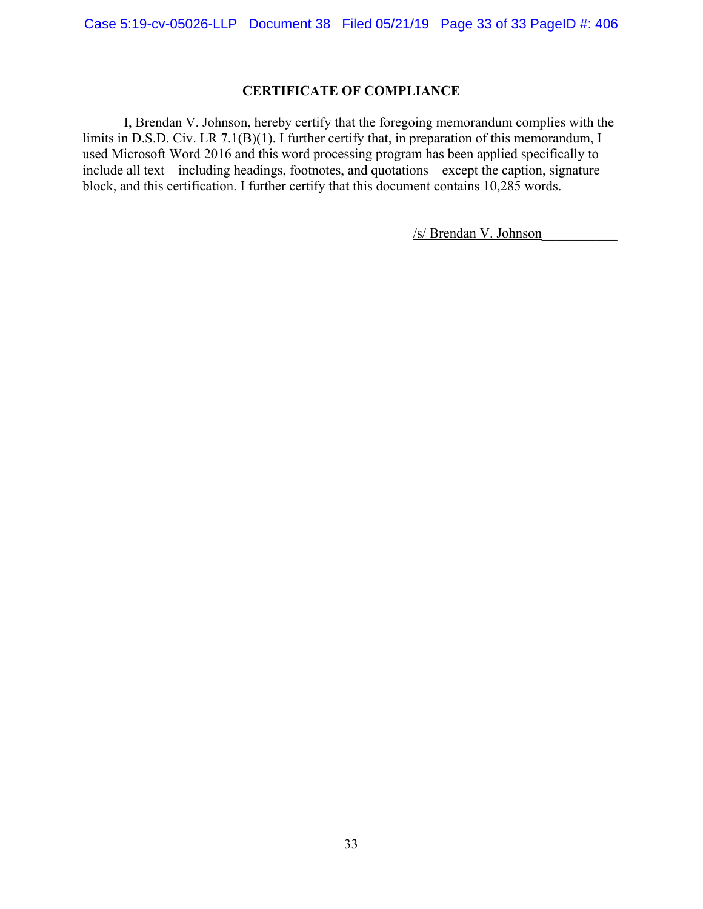## CERTIFICATE OF COMPLIANCE

I, Brendan V. Johnson, hereby certify that the foregoing memorandum complies with the limits in D.S.D. Civ. LR 7.1(B)(1). I further certify that, in preparation of this memorandum, I used Microsoft Word 2016 and this word processing program has been applied specifically to include all text – including headings, footnotes, and quotations – except the caption, signature block, and this certification. I further certify that this document contains 10,285 words.

/s/ Brendan V. Johnson